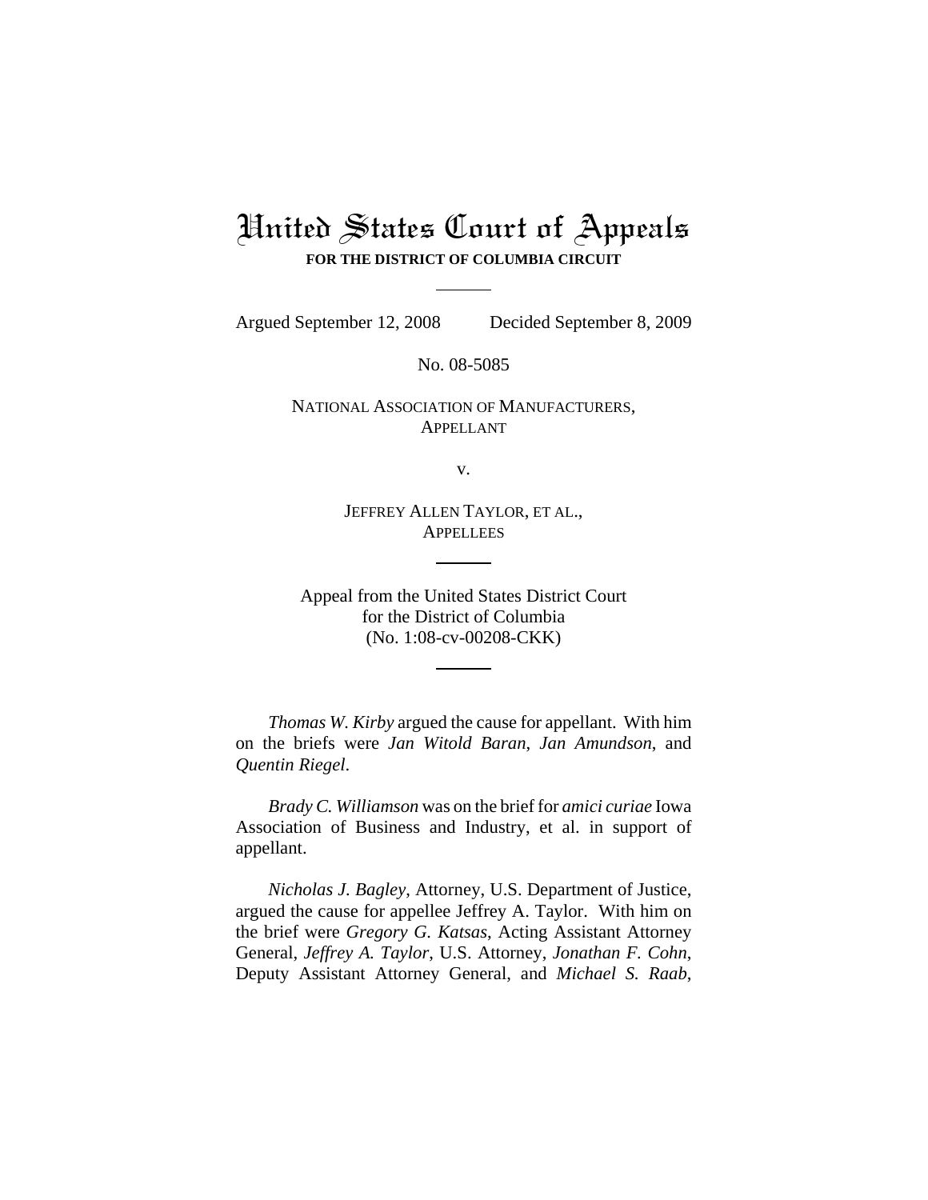# United States Court of Appeals

**FOR THE DISTRICT OF COLUMBIA CIRCUIT**

Argued September 12, 2008 Decided September 8, 2009

No. 08-5085

NATIONAL ASSOCIATION OF MANUFACTURERS,
APPELLANT

v.

JEFFREY ALLEN TAYLOR, ET AL.,
APPELLEES

Appeal from the United States District Court
for the District of Columbia
(No. 1:08-cv-00208-CKK)

*Thomas W. Kirby* argued the cause for appellant. With him on the briefs were *Jan Witold Baran*, *Jan Amundson*, and *Quentin Riegel*.

*Brady C. Williamson* was on the brief for *amici curiae* Iowa Association of Business and Industry, et al. in support of appellant.

*Nicholas J. Bagley*, Attorney, U.S. Department of Justice, argued the cause for appellee Jeffrey A. Taylor. With him on the brief were *Gregory G. Katsas*, Acting Assistant Attorney General, *Jeffrey A. Taylor*, U.S. Attorney, *Jonathan F. Cohn*, Deputy Assistant Attorney General, and *Michael S. Raab*,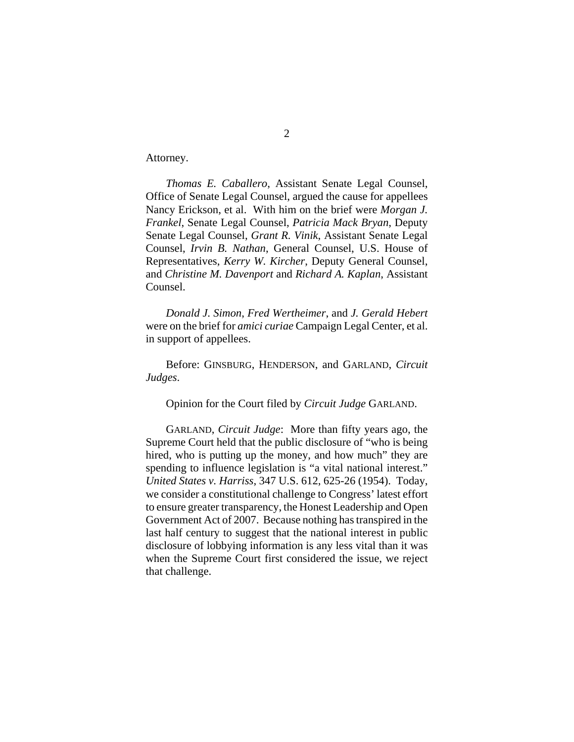Attorney.

*Thomas E. Caballero*, Assistant Senate Legal Counsel, Office of Senate Legal Counsel, argued the cause for appellees Nancy Erickson, et al. With him on the brief were *Morgan J. Frankel*, Senate Legal Counsel, *Patricia Mack Bryan*, Deputy Senate Legal Counsel, *Grant R. Vinik*, Assistant Senate Legal Counsel, *Irvin B. Nathan*, General Counsel, U.S. House of Representatives, *Kerry W. Kircher*, Deputy General Counsel, and *Christine M. Davenport* and *Richard A. Kaplan*, Assistant Counsel.

*Donald J. Simon*, *Fred Wertheimer*, and *J. Gerald Hebert* were on the brief for *amici curiae* Campaign Legal Center, et al. in support of appellees.

Before: GINSBURG, HENDERSON, and GARLAND, *Circuit Judges*.

Opinion for the Court filed by *Circuit Judge* GARLAND.

GARLAND, *Circuit Judge*: More than fifty years ago, the Supreme Court held that the public disclosure of "who is being hired, who is putting up the money, and how much" they are spending to influence legislation is "a vital national interest." *United States v. Harriss*, 347 U.S. 612, 625-26 (1954). Today, we consider a constitutional challenge to Congress' latest effort to ensure greater transparency, the Honest Leadership and Open Government Act of 2007. Because nothing has transpired in the last half century to suggest that the national interest in public disclosure of lobbying information is any less vital than it was when the Supreme Court first considered the issue, we reject that challenge.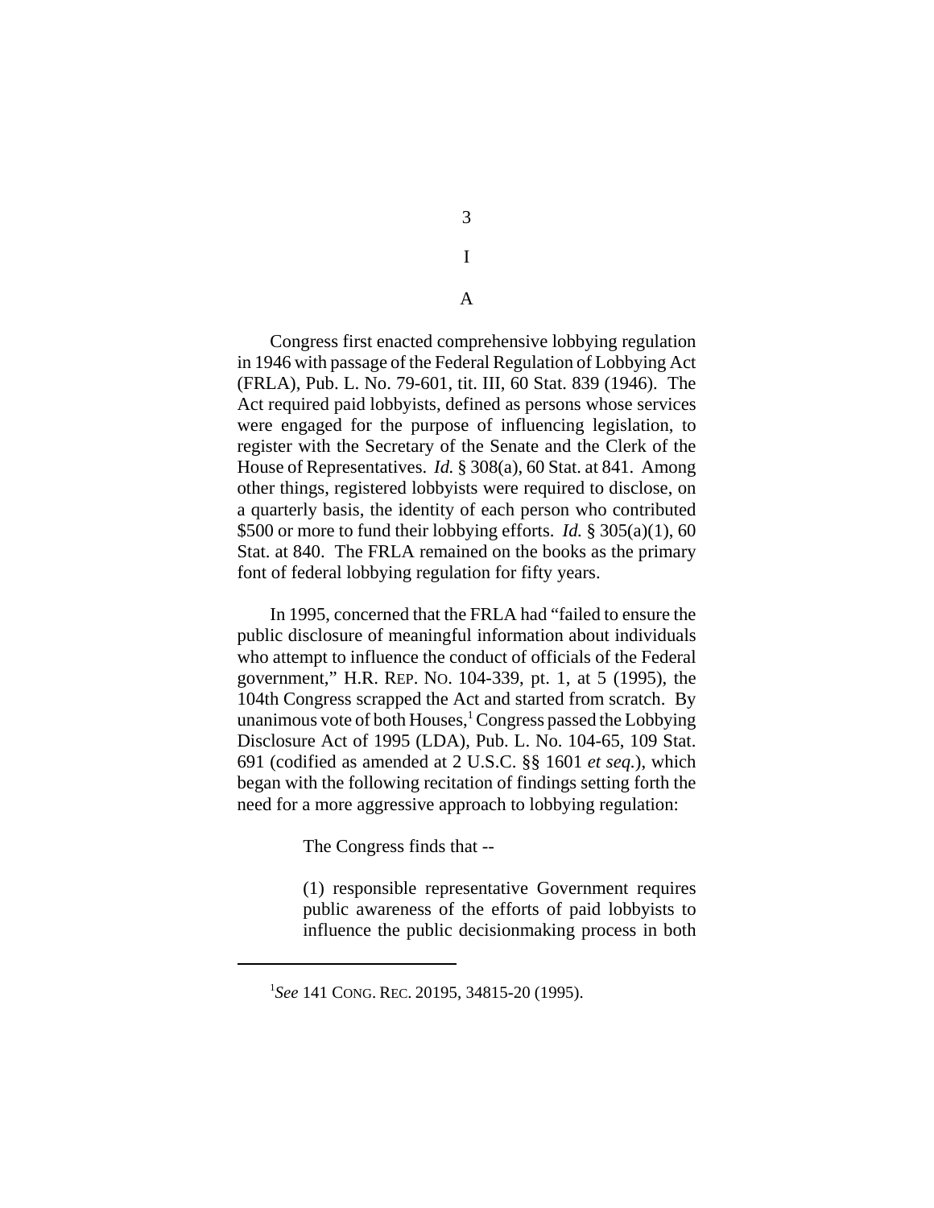# I

## A

Congress first enacted comprehensive lobbying regulation in 1946 with passage of the Federal Regulation of Lobbying Act (FRLA), Pub. L. No. 79-601, tit. III, 60 Stat. 839 (1946). The Act required paid lobbyists, defined as persons whose services were engaged for the purpose of influencing legislation, to register with the Secretary of the Senate and the Clerk of the House of Representatives. *Id.* § 308(a), 60 Stat. at 841. Among other things, registered lobbyists were required to disclose, on a quarterly basis, the identity of each person who contributed $500 or more to fund their lobbying efforts. *Id.* § 305(a)(1), 60 Stat. at 840. The FRLA remained on the books as the primary font of federal lobbying regulation for fifty years.

In 1995, concerned that the FRLA had "failed to ensure the public disclosure of meaningful information about individuals who attempt to influence the conduct of officials of the Federal government," H.R. REP. NO. 104-339, pt. 1, at 5 (1995), the 104th Congress scrapped the Act and started from scratch. By unanimous vote of both Houses,[1] Congress passed the Lobbying Disclosure Act of 1995 (LDA), Pub. L. No. 104-65, 109 Stat. 691 (codified as amended at 2 U.S.C. §§ 1601 *et seq.*), which began with the following recitation of findings setting forth the need for a more aggressive approach to lobbying regulation:

> The Congress finds that --
>
> (1) responsible representative Government requires public awareness of the efforts of paid lobbyists to influence the public decisionmaking process in both

[1] *See* 141 CONG. REC. 20195, 34815-20 (1995).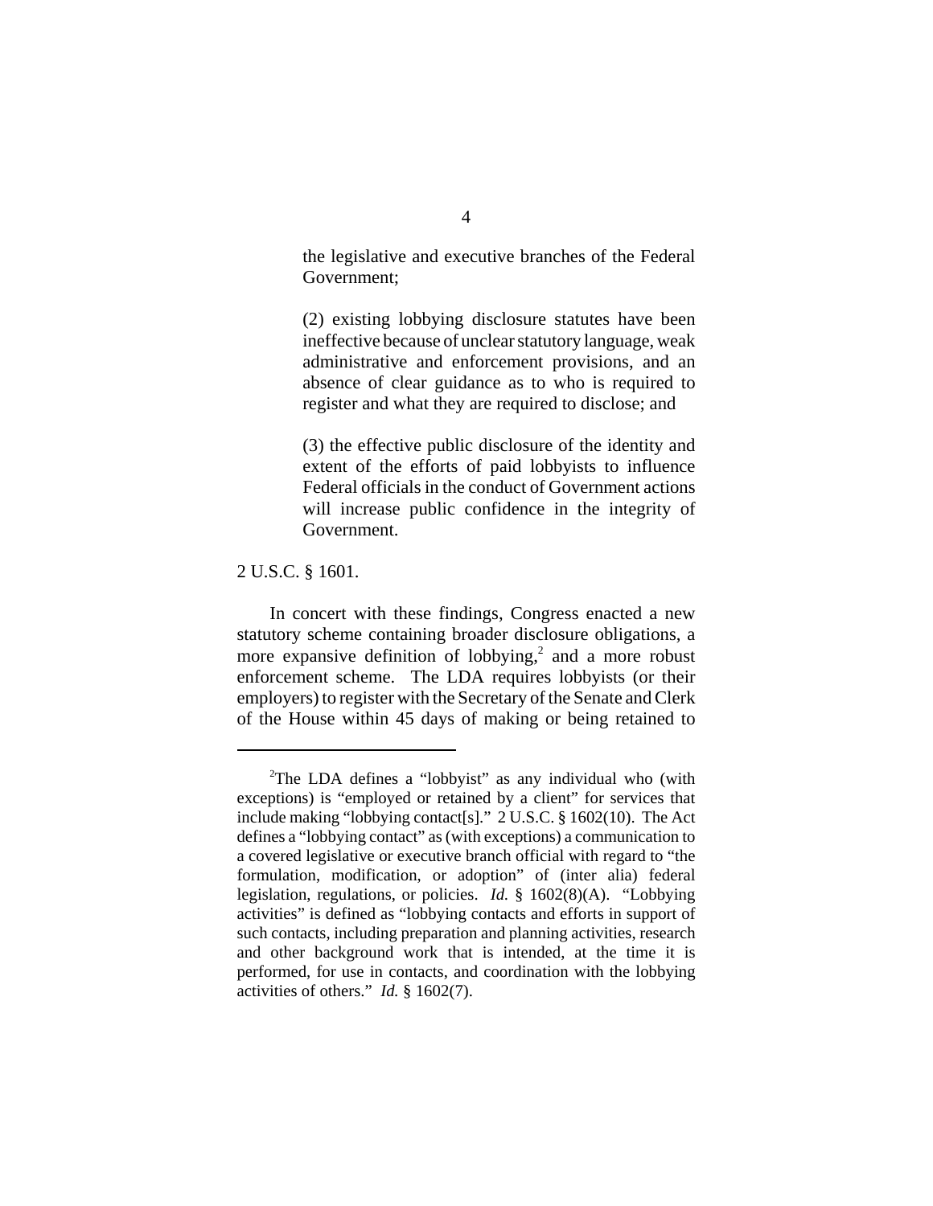the legislative and executive branches of the Federal Government;

(2) existing lobbying disclosure statutes have been ineffective because of unclear statutory language, weak administrative and enforcement provisions, and an absence of clear guidance as to who is required to register and what they are required to disclose; and

(3) the effective public disclosure of the identity and extent of the efforts of paid lobbyists to influence Federal officials in the conduct of Government actions will increase public confidence in the integrity of Government.

2 U.S.C. § 1601.

In concert with these findings, Congress enacted a new statutory scheme containing broader disclosure obligations, a more expansive definition of lobbying,[2] and a more robust enforcement scheme. The LDA requires lobbyists (or their employers) to register with the Secretary of the Senate and Clerk of the House within 45 days of making or being retained to

---

[2]The LDA defines a "lobbyist" as any individual who (with exceptions) is "employed or retained by a client" for services that include making "lobbying contact[s]." 2 U.S.C. § 1602(10). The Act defines a "lobbying contact" as (with exceptions) a communication to a covered legislative or executive branch official with regard to "the formulation, modification, or adoption" of (inter alia) federal legislation, regulations, or policies. *Id.* § 1602(8)(A). "Lobbying activities" is defined as "lobbying contacts and efforts in support of such contacts, including preparation and planning activities, research and other background work that is intended, at the time it is performed, for use in contacts, and coordination with the lobbying activities of others." *Id.* § 1602(7).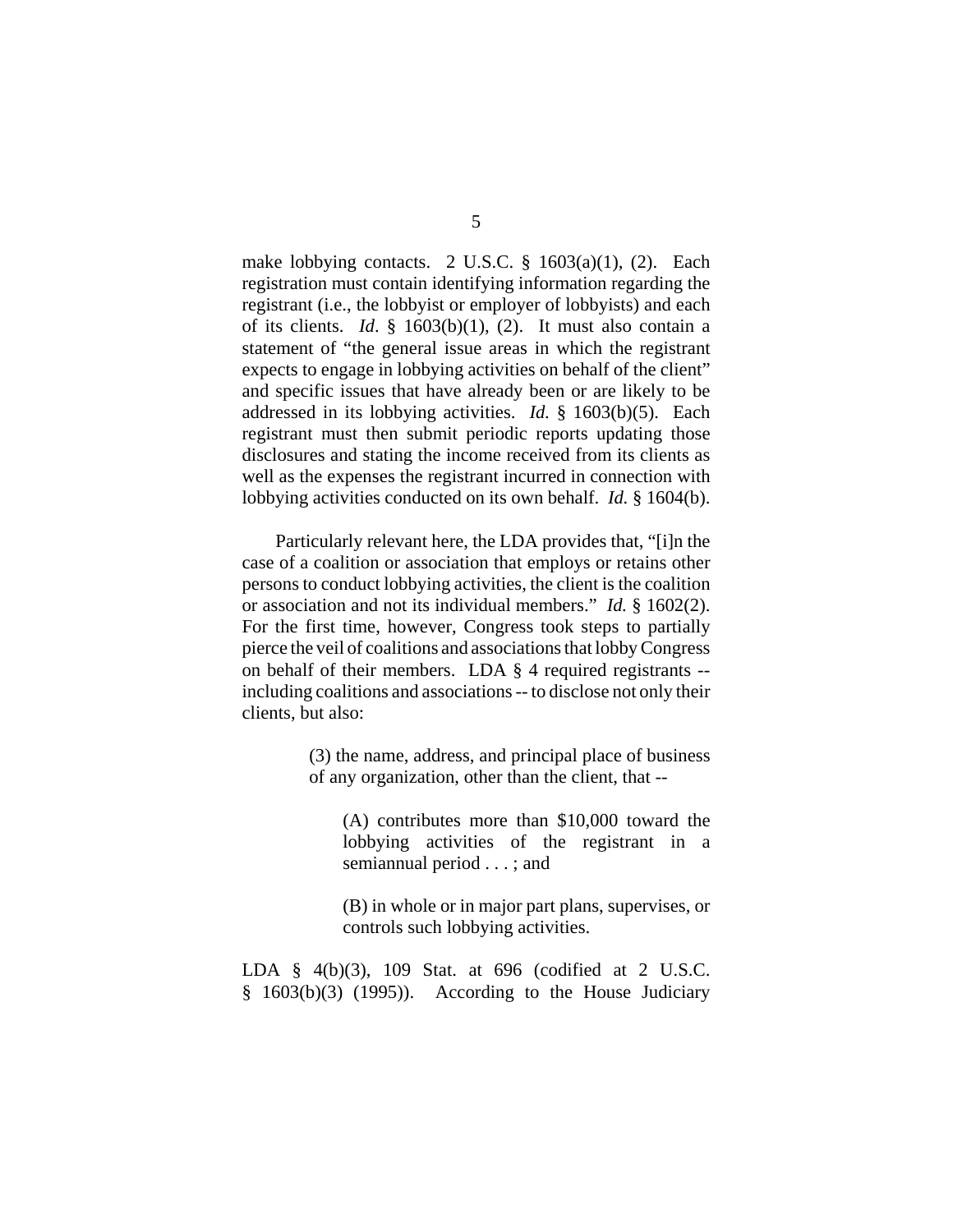make lobbying contacts. 2 U.S.C. § 1603(a)(1), (2). Each registration must contain identifying information regarding the registrant (i.e., the lobbyist or employer of lobbyists) and each of its clients. *Id*. § 1603(b)(1), (2). It must also contain a statement of "the general issue areas in which the registrant expects to engage in lobbying activities on behalf of the client" and specific issues that have already been or are likely to be addressed in its lobbying activities. *Id.* § 1603(b)(5). Each registrant must then submit periodic reports updating those disclosures and stating the income received from its clients as well as the expenses the registrant incurred in connection with lobbying activities conducted on its own behalf. *Id.* § 1604(b).

Particularly relevant here, the LDA provides that, "[i]n the case of a coalition or association that employs or retains other persons to conduct lobbying activities, the client is the coalition or association and not its individual members." *Id.* § 1602(2). For the first time, however, Congress took steps to partially pierce the veil of coalitions and associations that lobby Congress on behalf of their members. LDA § 4 required registrants -- including coalitions and associations -- to disclose not only their clients, but also:

> (3) the name, address, and principal place of business of any organization, other than the client, that --
>
> > (A) contributes more than $10,000 toward the lobbying activities of the registrant in a semiannual period . . . ; and
> >
> > (B) in whole or in major part plans, supervises, or controls such lobbying activities.

LDA § 4(b)(3), 109 Stat. at 696 (codified at 2 U.S.C. § 1603(b)(3) (1995)). According to the House Judiciary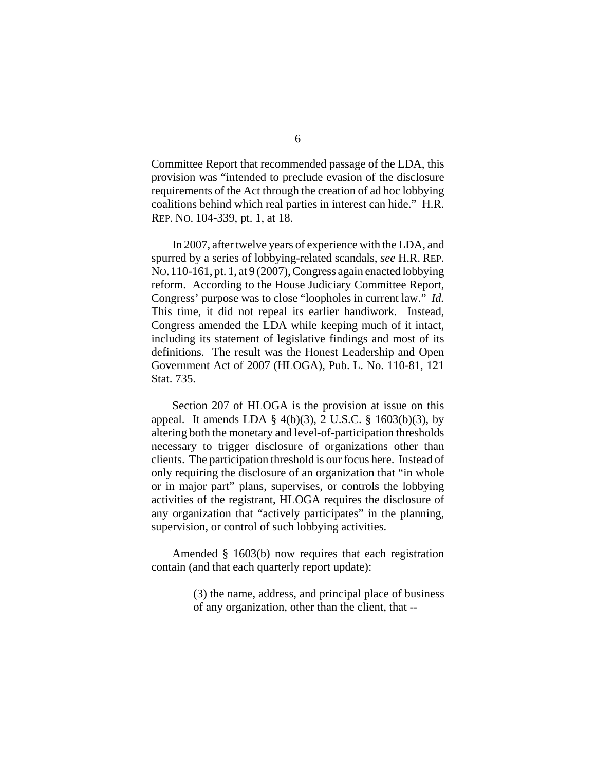Committee Report that recommended passage of the LDA, this provision was "intended to preclude evasion of the disclosure requirements of the Act through the creation of ad hoc lobbying coalitions behind which real parties in interest can hide." H.R. REP. NO. 104-339, pt. 1, at 18.

In 2007, after twelve years of experience with the LDA, and spurred by a series of lobbying-related scandals, *see* H.R. REP. NO. 110-161, pt. 1, at 9 (2007), Congress again enacted lobbying reform. According to the House Judiciary Committee Report, Congress' purpose was to close "loopholes in current law." *Id.* This time, it did not repeal its earlier handiwork. Instead, Congress amended the LDA while keeping much of it intact, including its statement of legislative findings and most of its definitions. The result was the Honest Leadership and Open Government Act of 2007 (HLOGA), Pub. L. No. 110-81, 121 Stat. 735.

Section 207 of HLOGA is the provision at issue on this appeal. It amends LDA § 4(b)(3), 2 U.S.C. § 1603(b)(3), by altering both the monetary and level-of-participation thresholds necessary to trigger disclosure of organizations other than clients. The participation threshold is our focus here. Instead of only requiring the disclosure of an organization that "in whole or in major part" plans, supervises, or controls the lobbying activities of the registrant, HLOGA requires the disclosure of any organization that "actively participates" in the planning, supervision, or control of such lobbying activities.

Amended § 1603(b) now requires that each registration contain (and that each quarterly report update):

> (3) the name, address, and principal place of business of any organization, other than the client, that --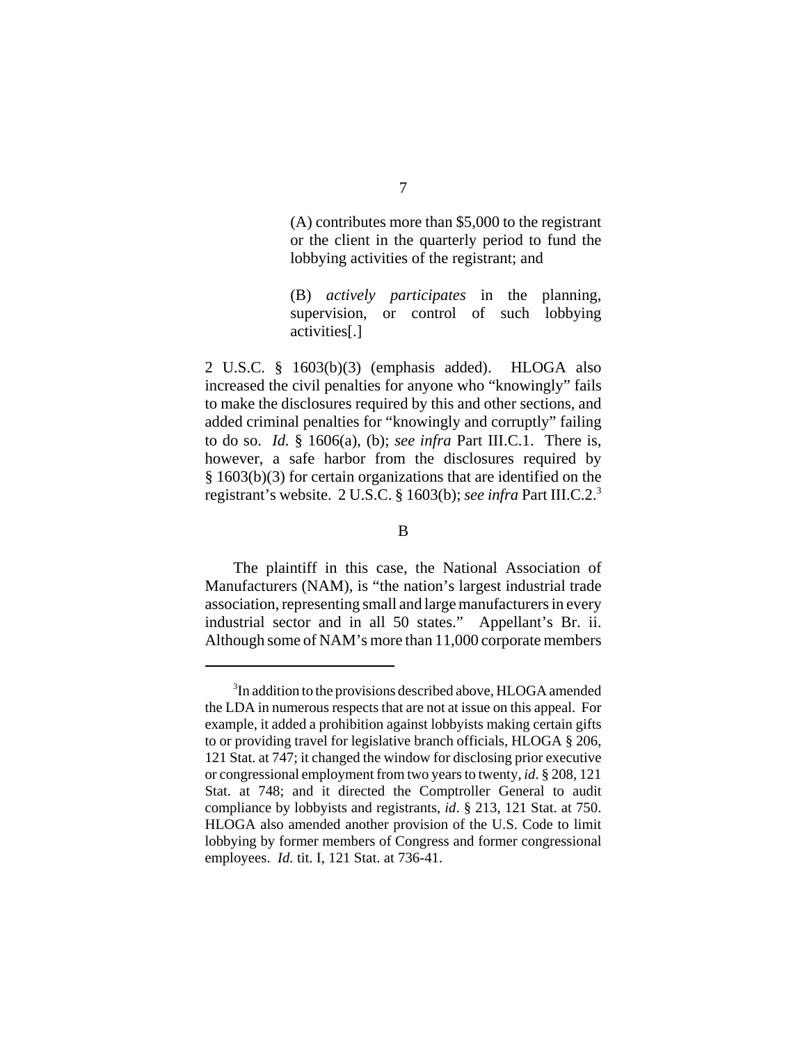> (A) contributes more than $5,000 to the registrant or the client in the quarterly period to fund the lobbying activities of the registrant; and
>
> (B) *actively participates* in the planning, supervision, or control of such lobbying activities[.]

2 U.S.C. § 1603(b)(3) (emphasis added). HLOGA also increased the civil penalties for anyone who "knowingly" fails to make the disclosures required by this and other sections, and added criminal penalties for "knowingly and corruptly" failing to do so. *Id.* § 1606(a), (b); *see infra* Part III.C.1. There is, however, a safe harbor from the disclosures required by § 1603(b)(3) for certain organizations that are identified on the registrant's website. 2 U.S.C. § 1603(b); *see infra* Part III.C.2.[3]

B

The plaintiff in this case, the National Association of Manufacturers (NAM), is "the nation's largest industrial trade association, representing small and large manufacturers in every industrial sector and in all 50 states." Appellant's Br. ii. Although some of NAM's more than 11,000 corporate members

---

[3] In addition to the provisions described above, HLOGA amended the LDA in numerous respects that are not at issue on this appeal. For example, it added a prohibition against lobbyists making certain gifts to or providing travel for legislative branch officials, HLOGA § 206, 121 Stat. at 747; it changed the window for disclosing prior executive or congressional employment from two years to twenty, *id*. § 208, 121 Stat. at 748; and it directed the Comptroller General to audit compliance by lobbyists and registrants, *id*. § 213, 121 Stat. at 750. HLOGA also amended another provision of the U.S. Code to limit lobbying by former members of Congress and former congressional employees. *Id.* tit. I, 121 Stat. at 736-41.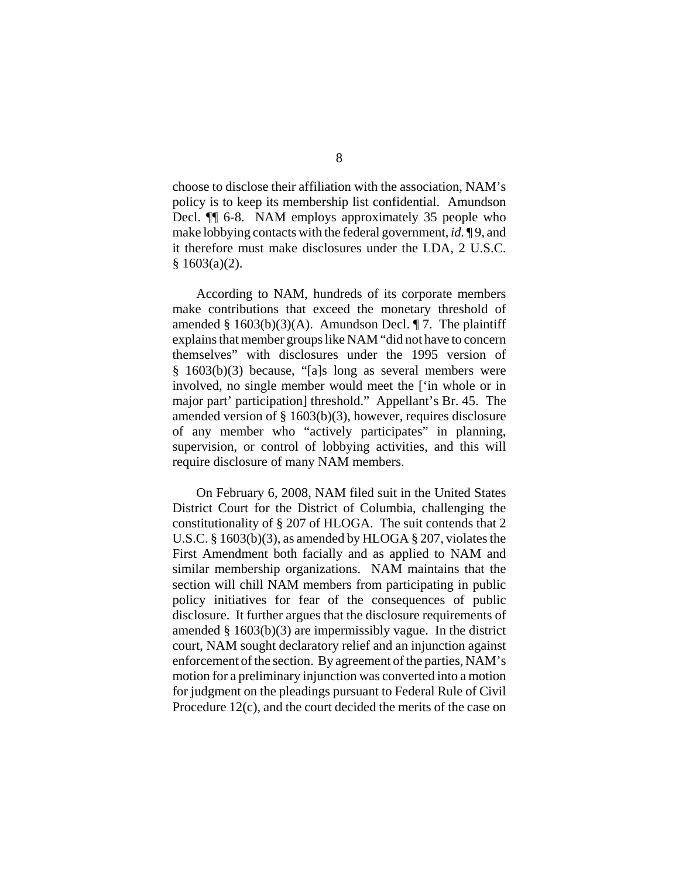choose to disclose their affiliation with the association, NAM's policy is to keep its membership list confidential. Amundson Decl. ¶¶ 6-8. NAM employs approximately 35 people who make lobbying contacts with the federal government, *id.* ¶ 9, and it therefore must make disclosures under the LDA, 2 U.S.C. § 1603(a)(2).

According to NAM, hundreds of its corporate members make contributions that exceed the monetary threshold of amended § 1603(b)(3)(A). Amundson Decl. ¶ 7. The plaintiff explains that member groups like NAM "did not have to concern themselves" with disclosures under the 1995 version of § 1603(b)(3) because, "[a]s long as several members were involved, no single member would meet the ['in whole or in major part' participation] threshold." Appellant's Br. 45. The amended version of § 1603(b)(3), however, requires disclosure of any member who "actively participates" in planning, supervision, or control of lobbying activities, and this will require disclosure of many NAM members.

On February 6, 2008, NAM filed suit in the United States District Court for the District of Columbia, challenging the constitutionality of § 207 of HLOGA. The suit contends that 2 U.S.C. § 1603(b)(3), as amended by HLOGA § 207, violates the First Amendment both facially and as applied to NAM and similar membership organizations. NAM maintains that the section will chill NAM members from participating in public policy initiatives for fear of the consequences of public disclosure. It further argues that the disclosure requirements of amended § 1603(b)(3) are impermissibly vague. In the district court, NAM sought declaratory relief and an injunction against enforcement of the section. By agreement of the parties, NAM's motion for a preliminary injunction was converted into a motion for judgment on the pleadings pursuant to Federal Rule of Civil Procedure 12(c), and the court decided the merits of the case on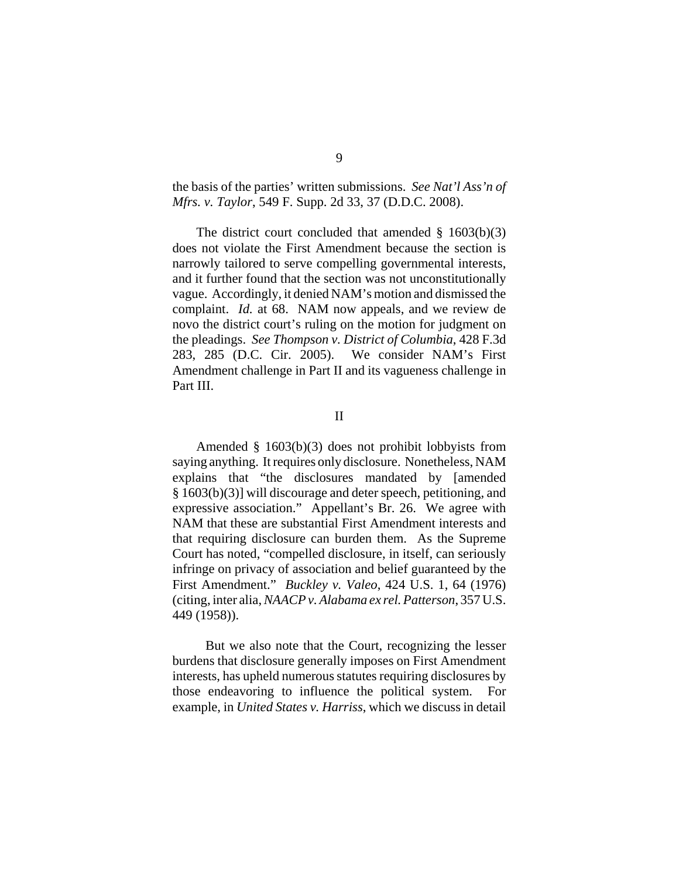the basis of the parties' written submissions. *See Nat'l Ass'n of Mfrs. v. Taylor*, 549 F. Supp. 2d 33, 37 (D.D.C. 2008).

The district court concluded that amended § 1603(b)(3) does not violate the First Amendment because the section is narrowly tailored to serve compelling governmental interests, and it further found that the section was not unconstitutionally vague. Accordingly, it denied NAM's motion and dismissed the complaint. *Id.* at 68. NAM now appeals, and we review de novo the district court's ruling on the motion for judgment on the pleadings. *See Thompson v. District of Columbia*, 428 F.3d 283, 285 (D.C. Cir. 2005). We consider NAM's First Amendment challenge in Part II and its vagueness challenge in Part III.

## II

Amended § 1603(b)(3) does not prohibit lobbyists from saying anything. It requires only disclosure. Nonetheless, NAM explains that "the disclosures mandated by [amended § 1603(b)(3)] will discourage and deter speech, petitioning, and expressive association." Appellant's Br. 26. We agree with NAM that these are substantial First Amendment interests and that requiring disclosure can burden them. As the Supreme Court has noted, "compelled disclosure, in itself, can seriously infringe on privacy of association and belief guaranteed by the First Amendment." *Buckley v. Valeo*, 424 U.S. 1, 64 (1976) (citing, inter alia, *NAACP v. Alabama ex rel. Patterson*, 357 U.S. 449 (1958)).

But we also note that the Court, recognizing the lesser burdens that disclosure generally imposes on First Amendment interests, has upheld numerous statutes requiring disclosures by those endeavoring to influence the political system. For example, in *United States v. Harriss*, which we discuss in detail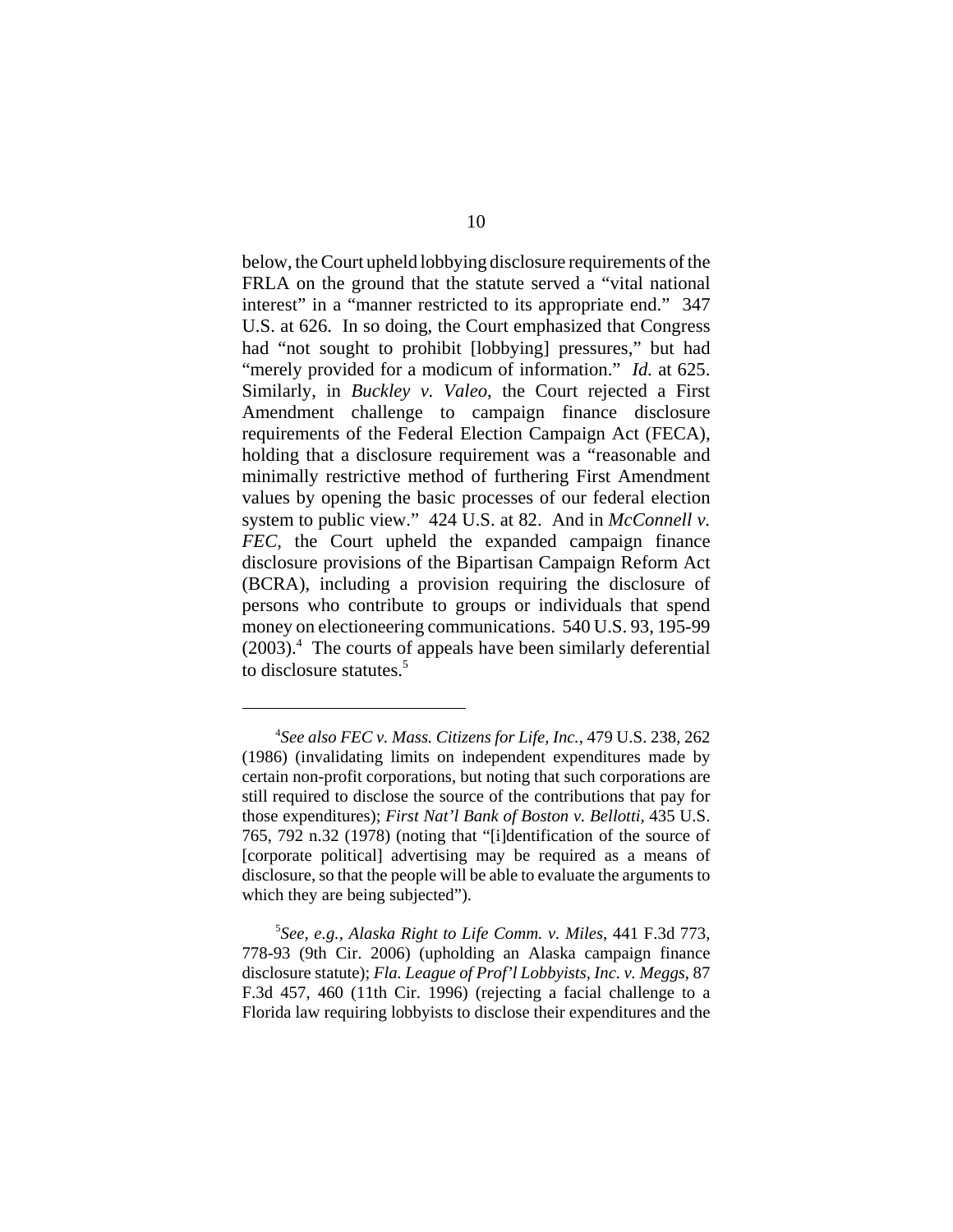below, the Court upheld lobbying disclosure requirements of the FRLA on the ground that the statute served a "vital national interest" in a "manner restricted to its appropriate end." 347 U.S. at 626. In so doing, the Court emphasized that Congress had "not sought to prohibit [lobbying] pressures," but had "merely provided for a modicum of information." *Id.* at 625. Similarly, in *Buckley v. Valeo*, the Court rejected a First Amendment challenge to campaign finance disclosure requirements of the Federal Election Campaign Act (FECA), holding that a disclosure requirement was a "reasonable and minimally restrictive method of furthering First Amendment values by opening the basic processes of our federal election system to public view." 424 U.S. at 82. And in *McConnell v. FEC*, the Court upheld the expanded campaign finance disclosure provisions of the Bipartisan Campaign Reform Act (BCRA), including a provision requiring the disclosure of persons who contribute to groups or individuals that spend money on electioneering communications. 540 U.S. 93, 195-99 (2003).[4] The courts of appeals have been similarly deferential to disclosure statutes.[5]

---

[4]*See also FEC v. Mass. Citizens for Life, Inc.*, 479 U.S. 238, 262 (1986) (invalidating limits on independent expenditures made by certain non-profit corporations, but noting that such corporations are still required to disclose the source of the contributions that pay for those expenditures); *First Nat'l Bank of Boston v. Bellotti*, 435 U.S. 765, 792 n.32 (1978) (noting that "[i]dentification of the source of [corporate political] advertising may be required as a means of disclosure, so that the people will be able to evaluate the arguments to which they are being subjected").

[5]*See, e.g.*, *Alaska Right to Life Comm. v. Miles*, 441 F.3d 773, 778-93 (9th Cir. 2006) (upholding an Alaska campaign finance disclosure statute); *Fla. League of Prof'l Lobbyists, Inc. v. Meggs*, 87 F.3d 457, 460 (11th Cir. 1996) (rejecting a facial challenge to a Florida law requiring lobbyists to disclose their expenditures and the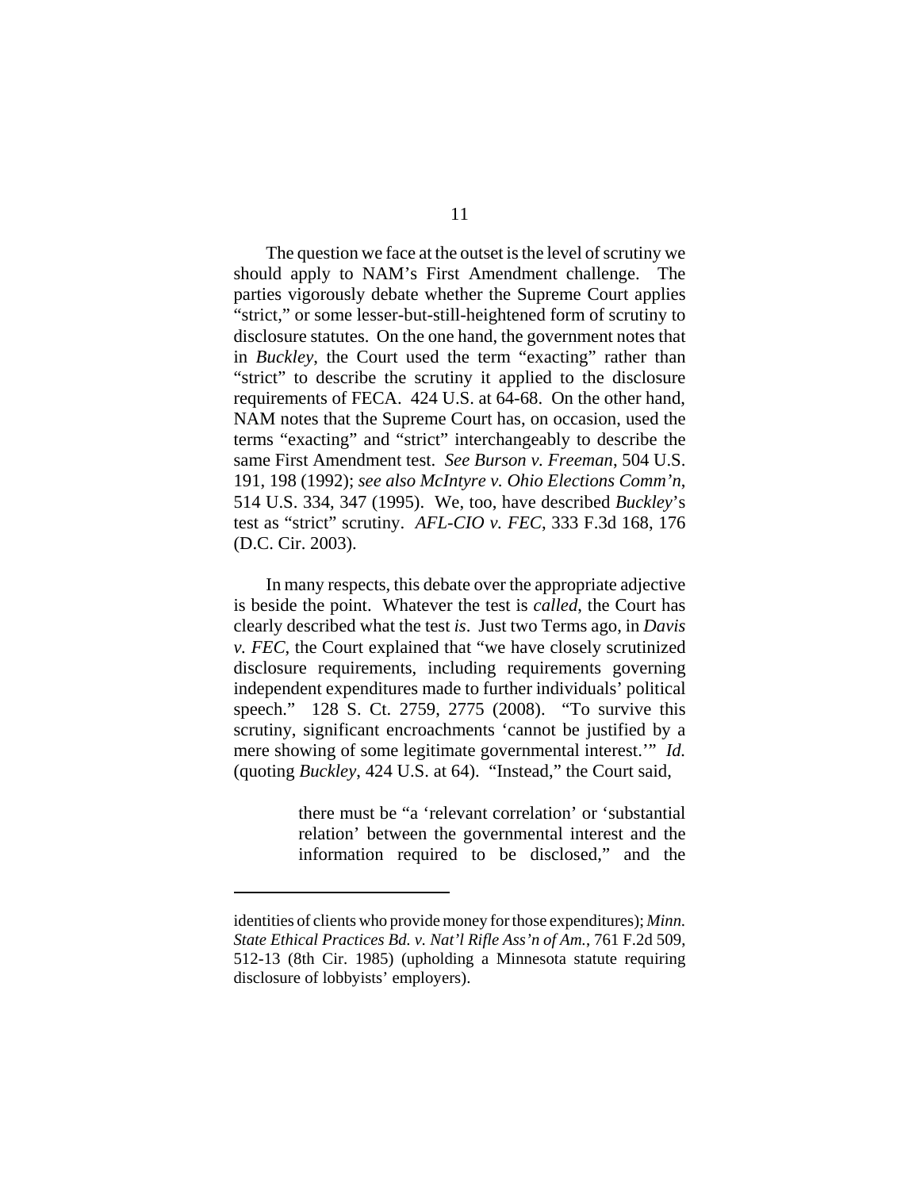The question we face at the outset is the level of scrutiny we should apply to NAM's First Amendment challenge. The parties vigorously debate whether the Supreme Court applies "strict," or some lesser-but-still-heightened form of scrutiny to disclosure statutes. On the one hand, the government notes that in *Buckley*, the Court used the term "exacting" rather than "strict" to describe the scrutiny it applied to the disclosure requirements of FECA. 424 U.S. at 64-68. On the other hand, NAM notes that the Supreme Court has, on occasion, used the terms "exacting" and "strict" interchangeably to describe the same First Amendment test. *See Burson v. Freeman*, 504 U.S. 191, 198 (1992); *see also McIntyre v. Ohio Elections Comm'n*, 514 U.S. 334, 347 (1995). We, too, have described *Buckley*'s test as "strict" scrutiny. *AFL-CIO v. FEC*, 333 F.3d 168, 176 (D.C. Cir. 2003).

In many respects, this debate over the appropriate adjective is beside the point. Whatever the test is *called*, the Court has clearly described what the test *is*. Just two Terms ago, in *Davis v. FEC*, the Court explained that "we have closely scrutinized disclosure requirements, including requirements governing independent expenditures made to further individuals' political speech." 128 S. Ct. 2759, 2775 (2008). "To survive this scrutiny, significant encroachments 'cannot be justified by a mere showing of some legitimate governmental interest.'" *Id.* (quoting *Buckley*, 424 U.S. at 64). "Instead," the Court said,

> there must be "a 'relevant correlation' or 'substantial relation' between the governmental interest and the information required to be disclosed," and the

---

identities of clients who provide money for those expenditures); *Minn. State Ethical Practices Bd. v. Nat'l Rifle Ass'n of Am.*, 761 F.2d 509, 512-13 (8th Cir. 1985) (upholding a Minnesota statute requiring disclosure of lobbyists' employers).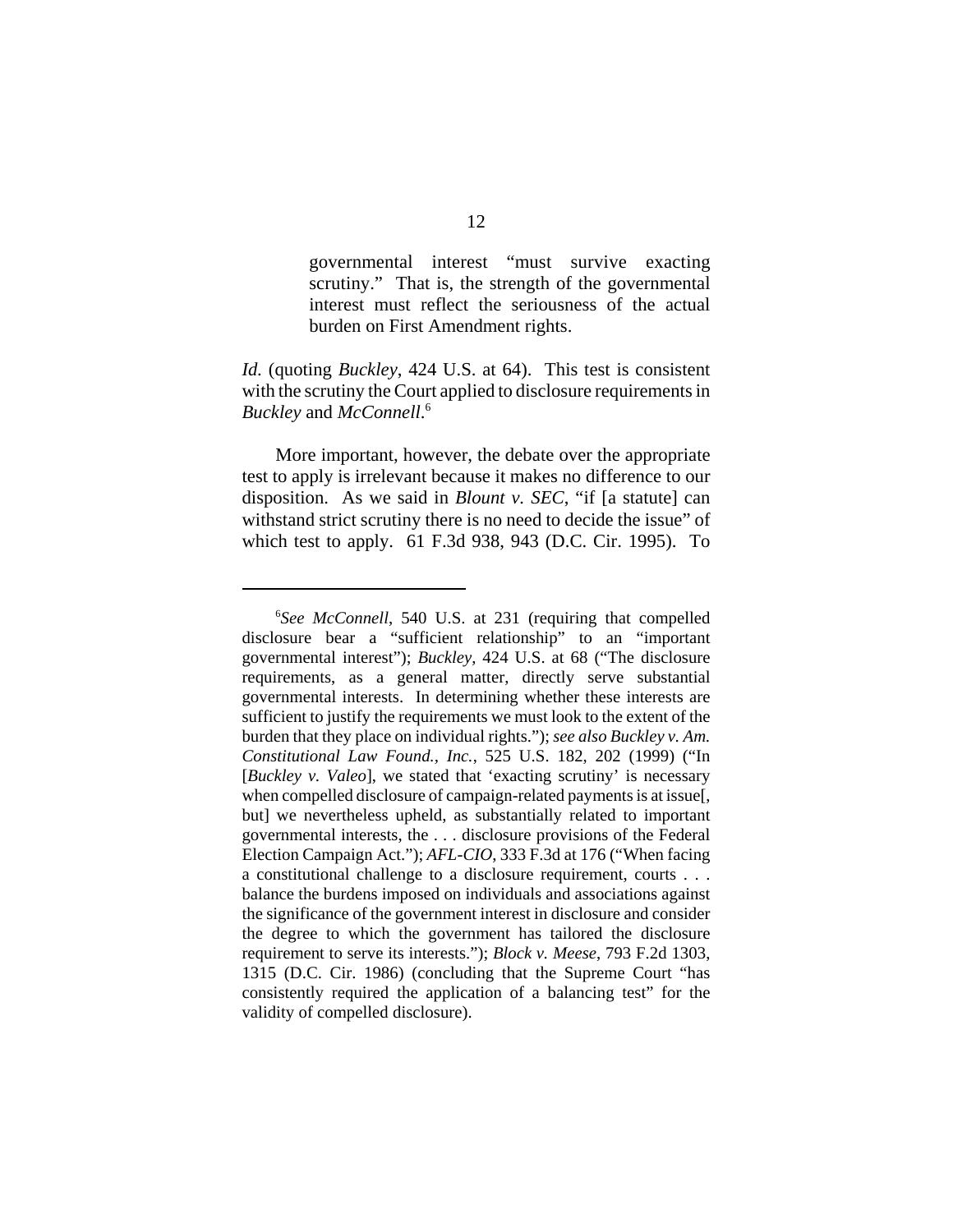> governmental interest "must survive exacting scrutiny." That is, the strength of the governmental interest must reflect the seriousness of the actual burden on First Amendment rights.

*Id.* (quoting *Buckley*, 424 U.S. at 64). This test is consistent with the scrutiny the Court applied to disclosure requirements in *Buckley* and *McConnell*.[6]

More important, however, the debate over the appropriate test to apply is irrelevant because it makes no difference to our disposition. As we said in *Blount v. SEC*, "if [a statute] can withstand strict scrutiny there is no need to decide the issue" of which test to apply. 61 F.3d 938, 943 (D.C. Cir. 1995). To

---

[6]*See McConnell*, 540 U.S. at 231 (requiring that compelled disclosure bear a "sufficient relationship" to an "important governmental interest"); *Buckley*, 424 U.S. at 68 ("The disclosure requirements, as a general matter, directly serve substantial governmental interests. In determining whether these interests are sufficient to justify the requirements we must look to the extent of the burden that they place on individual rights."); *see also Buckley v. Am. Constitutional Law Found., Inc.*, 525 U.S. 182, 202 (1999) ("In [*Buckley v. Valeo*], we stated that 'exacting scrutiny' is necessary when compelled disclosure of campaign-related payments is at issue[, but] we nevertheless upheld, as substantially related to important governmental interests, the . . . disclosure provisions of the Federal Election Campaign Act."); *AFL-CIO*, 333 F.3d at 176 ("When facing a constitutional challenge to a disclosure requirement, courts . . . balance the burdens imposed on individuals and associations against the significance of the government interest in disclosure and consider the degree to which the government has tailored the disclosure requirement to serve its interests."); *Block v. Meese*, 793 F.2d 1303, 1315 (D.C. Cir. 1986) (concluding that the Supreme Court "has consistently required the application of a balancing test" for the validity of compelled disclosure).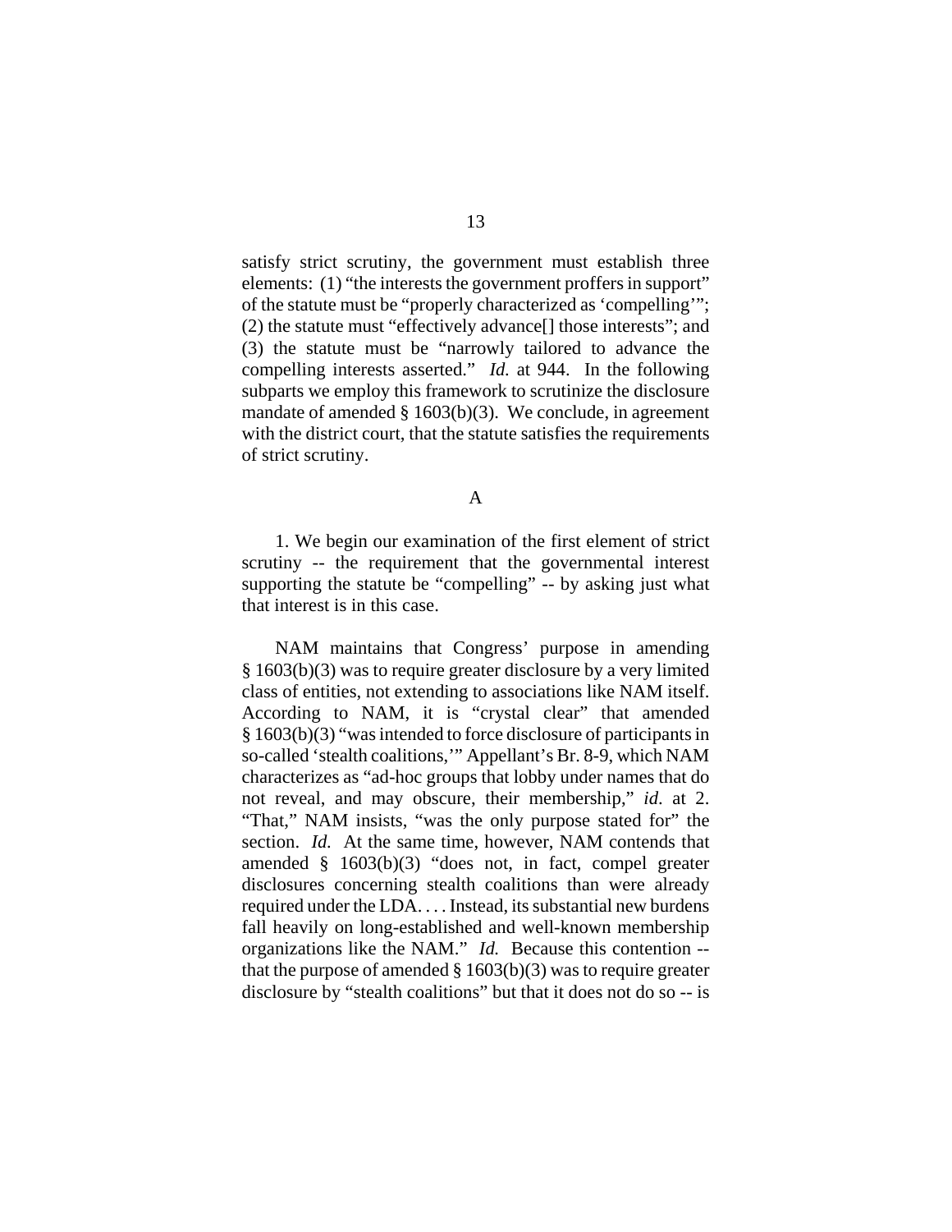satisfy strict scrutiny, the government must establish three elements: (1) "the interests the government proffers in support" of the statute must be "properly characterized as 'compelling'"; (2) the statute must "effectively advance[] those interests"; and (3) the statute must be "narrowly tailored to advance the compelling interests asserted." *Id.* at 944. In the following subparts we employ this framework to scrutinize the disclosure mandate of amended § 1603(b)(3). We conclude, in agreement with the district court, that the statute satisfies the requirements of strict scrutiny.

## A

1. We begin our examination of the first element of strict scrutiny -- the requirement that the governmental interest supporting the statute be "compelling" -- by asking just what that interest is in this case.

NAM maintains that Congress' purpose in amending § 1603(b)(3) was to require greater disclosure by a very limited class of entities, not extending to associations like NAM itself. According to NAM, it is "crystal clear" that amended § 1603(b)(3) "was intended to force disclosure of participants in so-called 'stealth coalitions,'" Appellant's Br. 8-9, which NAM characterizes as "ad-hoc groups that lobby under names that do not reveal, and may obscure, their membership," *id.* at 2. "That," NAM insists, "was the only purpose stated for" the section. *Id.* At the same time, however, NAM contends that amended § 1603(b)(3) "does not, in fact, compel greater disclosures concerning stealth coalitions than were already required under the LDA. . . . Instead, its substantial new burdens fall heavily on long-established and well-known membership organizations like the NAM." *Id.* Because this contention -- that the purpose of amended § 1603(b)(3) was to require greater disclosure by "stealth coalitions" but that it does not do so -- is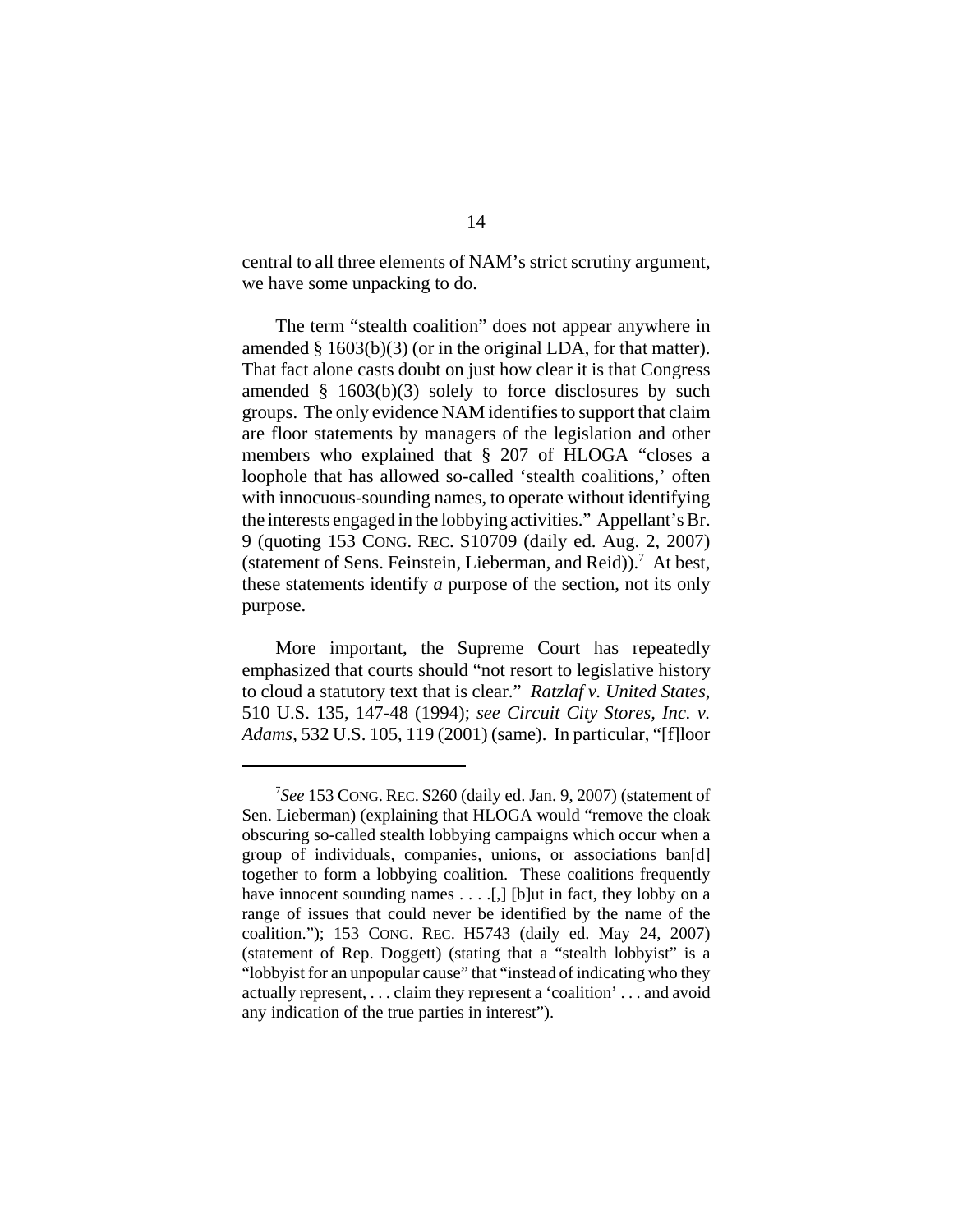central to all three elements of NAM's strict scrutiny argument, we have some unpacking to do.

The term "stealth coalition" does not appear anywhere in amended § 1603(b)(3) (or in the original LDA, for that matter). That fact alone casts doubt on just how clear it is that Congress amended § 1603(b)(3) solely to force disclosures by such groups. The only evidence NAM identifies to support that claim are floor statements by managers of the legislation and other members who explained that § 207 of HLOGA "closes a loophole that has allowed so-called 'stealth coalitions,' often with innocuous-sounding names, to operate without identifying the interests engaged in the lobbying activities." Appellant's Br. 9 (quoting 153 CONG. REC. S10709 (daily ed. Aug. 2, 2007) (statement of Sens. Feinstein, Lieberman, and Reid)).[7] At best, these statements identify *a* purpose of the section, not its only purpose.

More important, the Supreme Court has repeatedly emphasized that courts should "not resort to legislative history to cloud a statutory text that is clear." *Ratzlaf v. United States*, 510 U.S. 135, 147-48 (1994); *see Circuit City Stores, Inc. v. Adams*, 532 U.S. 105, 119 (2001) (same). In particular, "[f]loor

---

[7] *See* 153 CONG. REC. S260 (daily ed. Jan. 9, 2007) (statement of Sen. Lieberman) (explaining that HLOGA would "remove the cloak obscuring so-called stealth lobbying campaigns which occur when a group of individuals, companies, unions, or associations ban[d] together to form a lobbying coalition. These coalitions frequently have innocent sounding names . . . .[,] [b]ut in fact, they lobby on a range of issues that could never be identified by the name of the coalition."); 153 CONG. REC. H5743 (daily ed. May 24, 2007) (statement of Rep. Doggett) (stating that a "stealth lobbyist" is a "lobbyist for an unpopular cause" that "instead of indicating who they actually represent, . . . claim they represent a 'coalition' . . . and avoid any indication of the true parties in interest").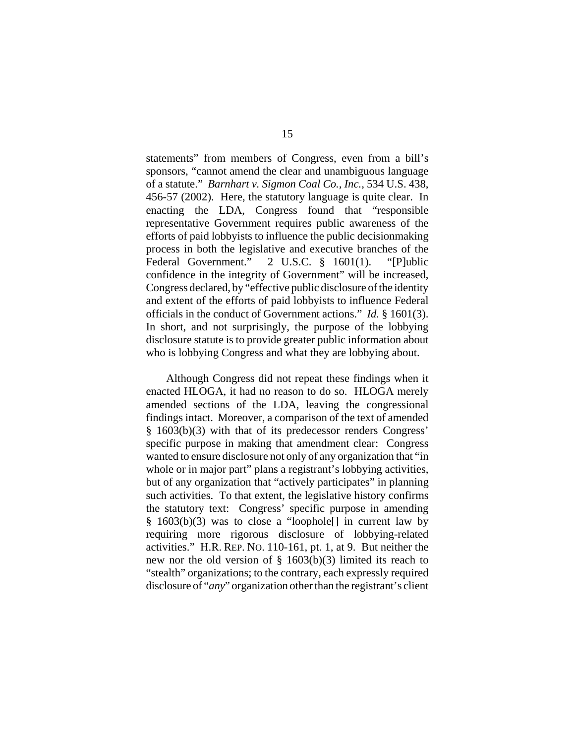statements" from members of Congress, even from a bill's sponsors, "cannot amend the clear and unambiguous language of a statute." *Barnhart v. Sigmon Coal Co., Inc.*, 534 U.S. 438, 456-57 (2002). Here, the statutory language is quite clear. In enacting the LDA, Congress found that "responsible representative Government requires public awareness of the efforts of paid lobbyists to influence the public decisionmaking process in both the legislative and executive branches of the Federal Government." 2 U.S.C. § 1601(1). "[P]ublic confidence in the integrity of Government" will be increased, Congress declared, by "effective public disclosure of the identity and extent of the efforts of paid lobbyists to influence Federal officials in the conduct of Government actions." *Id.* § 1601(3). In short, and not surprisingly, the purpose of the lobbying disclosure statute is to provide greater public information about who is lobbying Congress and what they are lobbying about.

Although Congress did not repeat these findings when it enacted HLOGA, it had no reason to do so. HLOGA merely amended sections of the LDA, leaving the congressional findings intact. Moreover, a comparison of the text of amended § 1603(b)(3) with that of its predecessor renders Congress' specific purpose in making that amendment clear: Congress wanted to ensure disclosure not only of any organization that "in whole or in major part" plans a registrant's lobbying activities, but of any organization that "actively participates" in planning such activities. To that extent, the legislative history confirms the statutory text: Congress' specific purpose in amending § 1603(b)(3) was to close a "loophole[] in current law by requiring more rigorous disclosure of lobbying-related activities." H.R. REP. NO. 110-161, pt. 1, at 9. But neither the new nor the old version of § 1603(b)(3) limited its reach to "stealth" organizations; to the contrary, each expressly required disclosure of "*any*" organization other than the registrant's client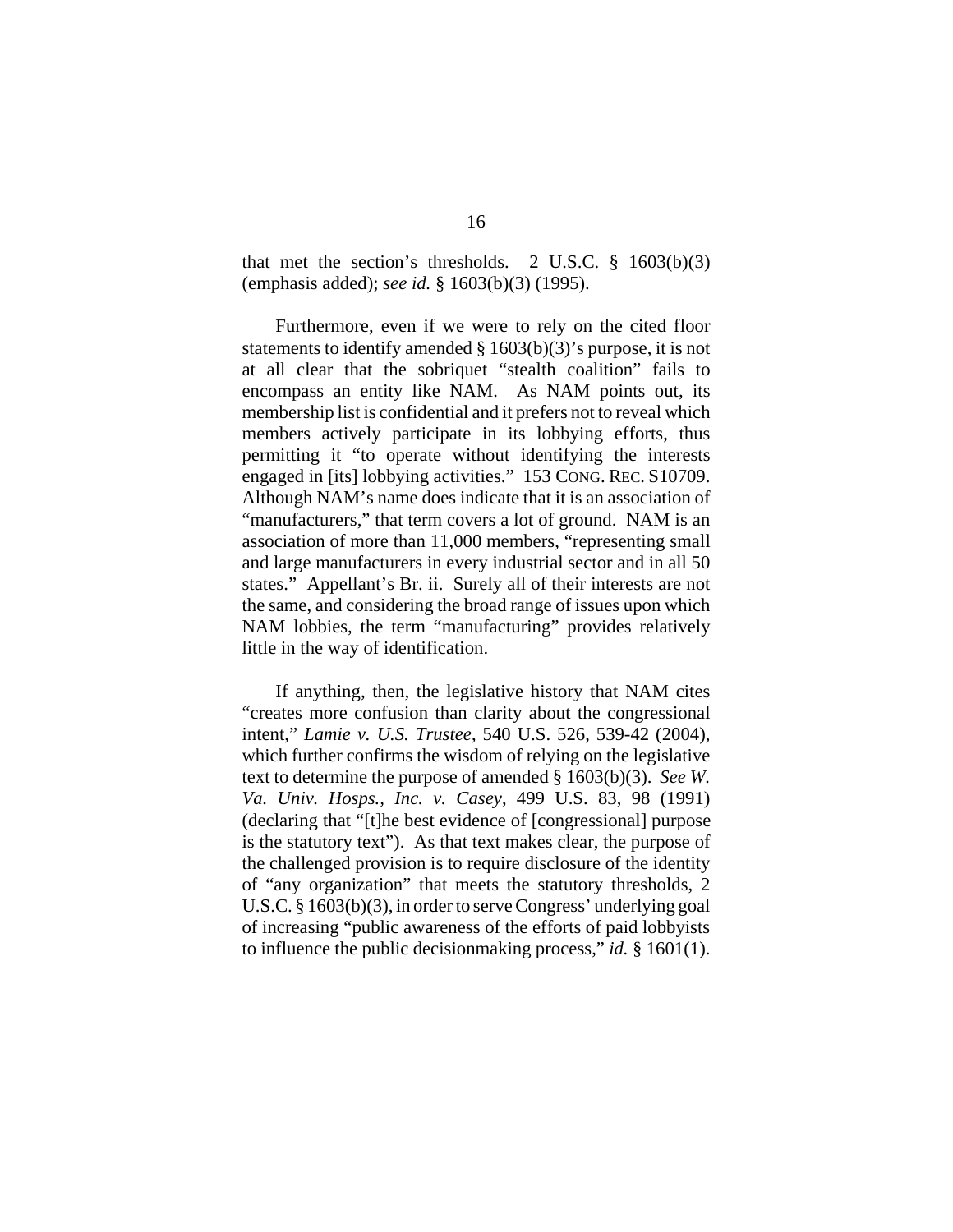that met the section's thresholds. 2 U.S.C. § 1603(b)(3) (emphasis added); *see id.* § 1603(b)(3) (1995).

Furthermore, even if we were to rely on the cited floor statements to identify amended § 1603(b)(3)'s purpose, it is not at all clear that the sobriquet "stealth coalition" fails to encompass an entity like NAM. As NAM points out, its membership list is confidential and it prefers not to reveal which members actively participate in its lobbying efforts, thus permitting it "to operate without identifying the interests engaged in [its] lobbying activities." 153 CONG. REC. S10709. Although NAM's name does indicate that it is an association of "manufacturers," that term covers a lot of ground. NAM is an association of more than 11,000 members, "representing small and large manufacturers in every industrial sector and in all 50 states." Appellant's Br. ii. Surely all of their interests are not the same, and considering the broad range of issues upon which NAM lobbies, the term "manufacturing" provides relatively little in the way of identification.

If anything, then, the legislative history that NAM cites "creates more confusion than clarity about the congressional intent," *Lamie v. U.S. Trustee*, 540 U.S. 526, 539-42 (2004), which further confirms the wisdom of relying on the legislative text to determine the purpose of amended § 1603(b)(3). *See W. Va. Univ. Hosps., Inc. v. Casey*, 499 U.S. 83, 98 (1991) (declaring that "[t]he best evidence of [congressional] purpose is the statutory text"). As that text makes clear, the purpose of the challenged provision is to require disclosure of the identity of "any organization" that meets the statutory thresholds, 2 U.S.C. § 1603(b)(3), in order to serve Congress' underlying goal of increasing "public awareness of the efforts of paid lobbyists to influence the public decisionmaking process," *id.* § 1601(1).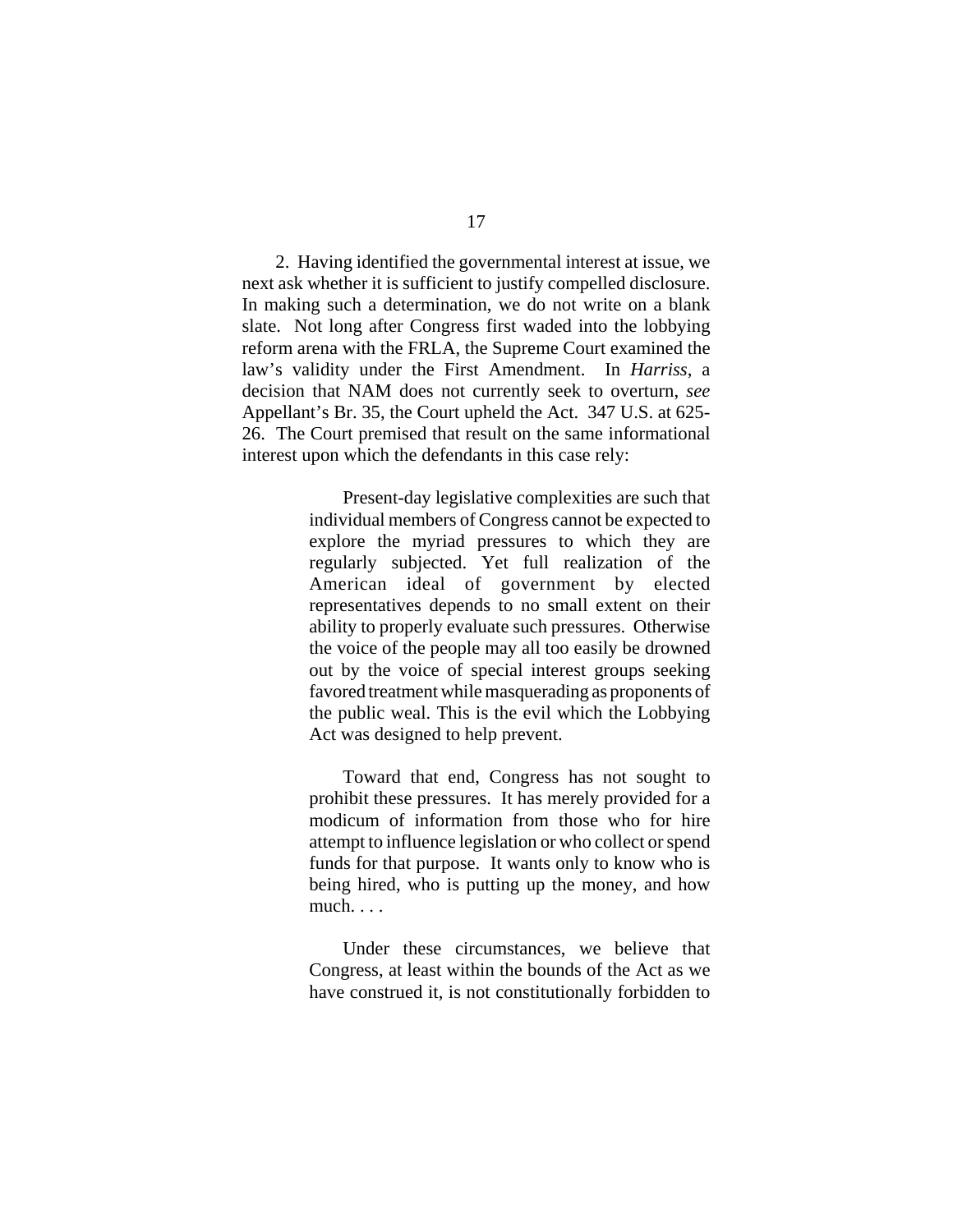2. Having identified the governmental interest at issue, we next ask whether it is sufficient to justify compelled disclosure. In making such a determination, we do not write on a blank slate. Not long after Congress first waded into the lobbying reform arena with the FRLA, the Supreme Court examined the law's validity under the First Amendment. In *Harriss*, a decision that NAM does not currently seek to overturn, *see* Appellant's Br. 35, the Court upheld the Act. 347 U.S. at 625-26. The Court premised that result on the same informational interest upon which the defendants in this case rely:

> Present-day legislative complexities are such that individual members of Congress cannot be expected to explore the myriad pressures to which they are regularly subjected. Yet full realization of the American ideal of government by elected representatives depends to no small extent on their ability to properly evaluate such pressures. Otherwise the voice of the people may all too easily be drowned out by the voice of special interest groups seeking favored treatment while masquerading as proponents of the public weal. This is the evil which the Lobbying Act was designed to help prevent.
>
> Toward that end, Congress has not sought to prohibit these pressures. It has merely provided for a modicum of information from those who for hire attempt to influence legislation or who collect or spend funds for that purpose. It wants only to know who is being hired, who is putting up the money, and how much. . . .
>
> Under these circumstances, we believe that Congress, at least within the bounds of the Act as we have construed it, is not constitutionally forbidden to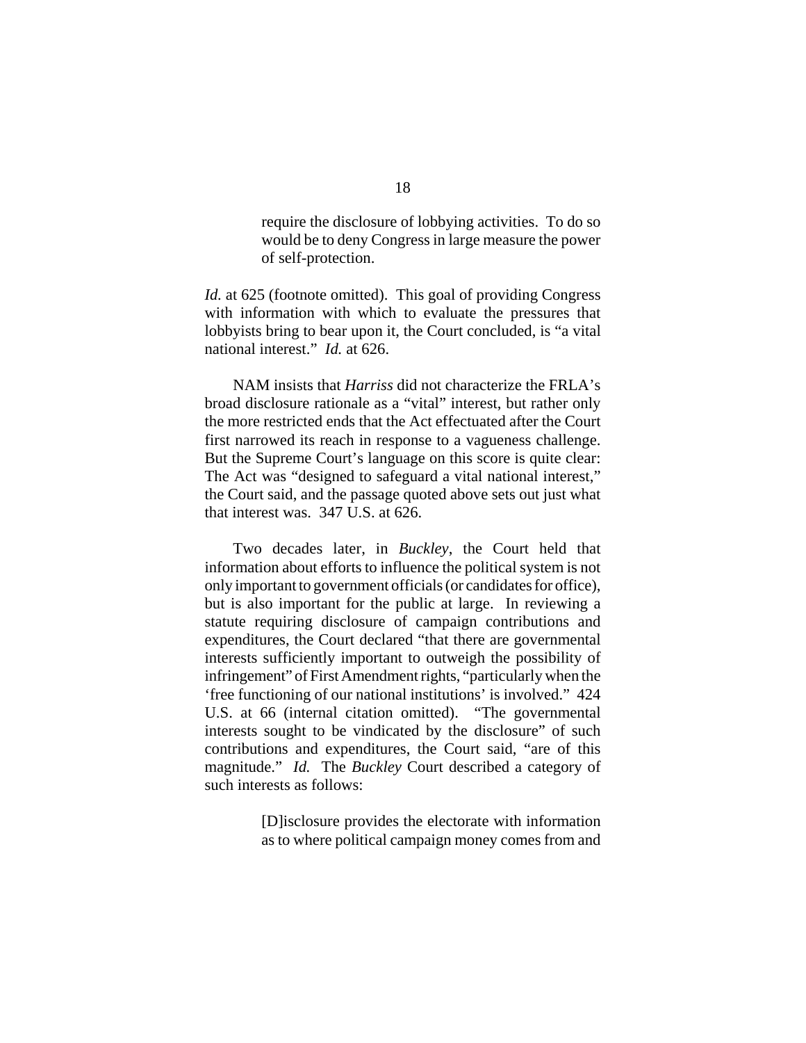> require the disclosure of lobbying activities. To do so would be to deny Congress in large measure the power of self-protection.

*Id.* at 625 (footnote omitted). This goal of providing Congress with information with which to evaluate the pressures that lobbyists bring to bear upon it, the Court concluded, is "a vital national interest." *Id.* at 626.

NAM insists that *Harriss* did not characterize the FRLA's broad disclosure rationale as a "vital" interest, but rather only the more restricted ends that the Act effectuated after the Court first narrowed its reach in response to a vagueness challenge. But the Supreme Court's language on this score is quite clear: The Act was "designed to safeguard a vital national interest," the Court said, and the passage quoted above sets out just what that interest was. 347 U.S. at 626.

Two decades later, in *Buckley*, the Court held that information about efforts to influence the political system is not only important to government officials (or candidates for office), but is also important for the public at large. In reviewing a statute requiring disclosure of campaign contributions and expenditures, the Court declared "that there are governmental interests sufficiently important to outweigh the possibility of infringement" of First Amendment rights, "particularly when the 'free functioning of our national institutions' is involved." 424 U.S. at 66 (internal citation omitted). "The governmental interests sought to be vindicated by the disclosure" of such contributions and expenditures, the Court said, "are of this magnitude." *Id.* The *Buckley* Court described a category of such interests as follows:

> [D]isclosure provides the electorate with information as to where political campaign money comes from and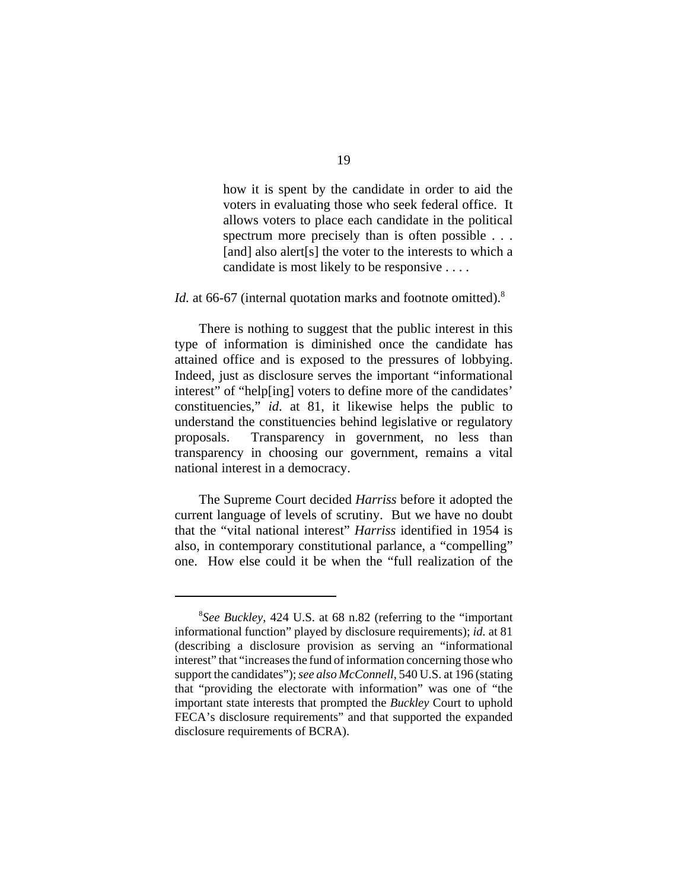> how it is spent by the candidate in order to aid the voters in evaluating those who seek federal office. It allows voters to place each candidate in the political spectrum more precisely than is often possible . . . [and] also alert[s] the voter to the interests to which a candidate is most likely to be responsive . . . .

*Id.* at 66-67 (internal quotation marks and footnote omitted).[8]

There is nothing to suggest that the public interest in this type of information is diminished once the candidate has attained office and is exposed to the pressures of lobbying. Indeed, just as disclosure serves the important "informational interest" of "help[ing] voters to define more of the candidates' constituencies," *id*. at 81, it likewise helps the public to understand the constituencies behind legislative or regulatory proposals. Transparency in government, no less than transparency in choosing our government, remains a vital national interest in a democracy.

The Supreme Court decided *Harriss* before it adopted the current language of levels of scrutiny. But we have no doubt that the "vital national interest" *Harriss* identified in 1954 is also, in contemporary constitutional parlance, a "compelling" one. How else could it be when the "full realization of the

---

[8] *See Buckley*, 424 U.S. at 68 n.82 (referring to the "important informational function" played by disclosure requirements); *id.* at 81 (describing a disclosure provision as serving an "informational interest" that "increases the fund of information concerning those who support the candidates"); *see also McConnell*, 540 U.S. at 196 (stating that "providing the electorate with information" was one of "the important state interests that prompted the *Buckley* Court to uphold FECA's disclosure requirements" and that supported the expanded disclosure requirements of BCRA).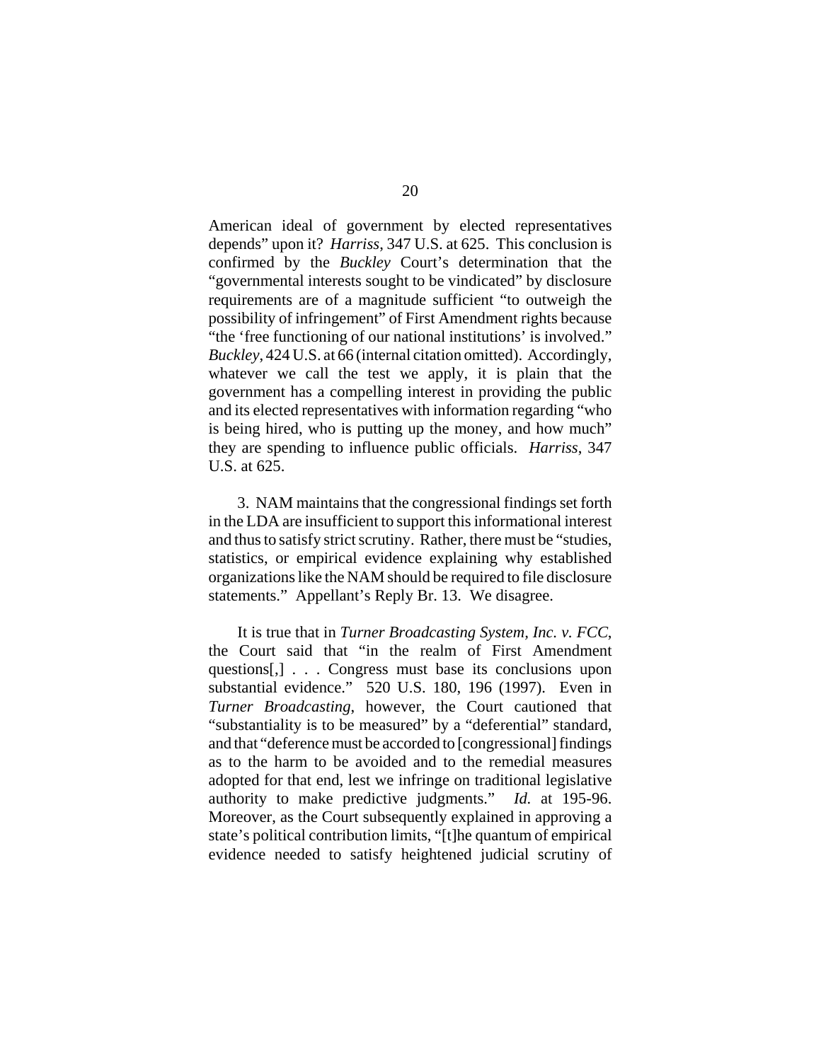American ideal of government by elected representatives depends" upon it? *Harriss*, 347 U.S. at 625. This conclusion is confirmed by the *Buckley* Court's determination that the "governmental interests sought to be vindicated" by disclosure requirements are of a magnitude sufficient "to outweigh the possibility of infringement" of First Amendment rights because "the 'free functioning of our national institutions' is involved." *Buckley*, 424 U.S. at 66 (internal citation omitted). Accordingly, whatever we call the test we apply, it is plain that the government has a compelling interest in providing the public and its elected representatives with information regarding "who is being hired, who is putting up the money, and how much" they are spending to influence public officials. *Harriss*, 347 U.S. at 625.

3. NAM maintains that the congressional findings set forth in the LDA are insufficient to support this informational interest and thus to satisfy strict scrutiny. Rather, there must be "studies, statistics, or empirical evidence explaining why established organizations like the NAM should be required to file disclosure statements." Appellant's Reply Br. 13. We disagree.

It is true that in *Turner Broadcasting System, Inc. v. FCC*, the Court said that "in the realm of First Amendment questions[,] . . . Congress must base its conclusions upon substantial evidence." 520 U.S. 180, 196 (1997). Even in *Turner Broadcasting*, however, the Court cautioned that "substantiality is to be measured" by a "deferential" standard, and that "deference must be accorded to [congressional] findings as to the harm to be avoided and to the remedial measures adopted for that end, lest we infringe on traditional legislative authority to make predictive judgments." *Id.* at 195-96. Moreover, as the Court subsequently explained in approving a state's political contribution limits, "[t]he quantum of empirical evidence needed to satisfy heightened judicial scrutiny of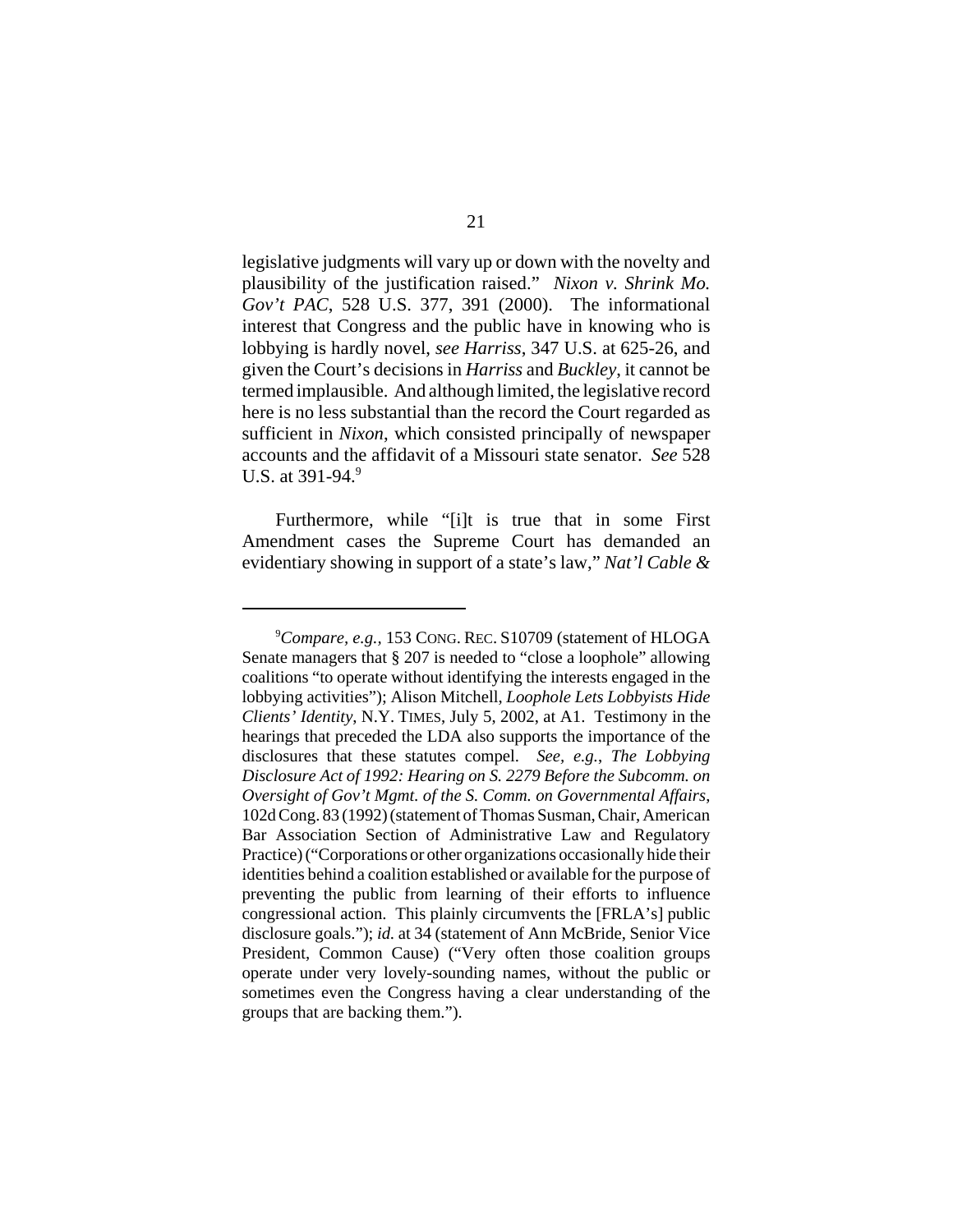legislative judgments will vary up or down with the novelty and plausibility of the justification raised." *Nixon v. Shrink Mo. Gov't PAC*, 528 U.S. 377, 391 (2000). The informational interest that Congress and the public have in knowing who is lobbying is hardly novel, *see Harriss*, 347 U.S. at 625-26, and given the Court's decisions in *Harriss* and *Buckley*, it cannot be termed implausible. And although limited, the legislative record here is no less substantial than the record the Court regarded as sufficient in *Nixon*, which consisted principally of newspaper accounts and the affidavit of a Missouri state senator. *See* 528 U.S. at 391-94.[9]

Furthermore, while "[i]t is true that in some First Amendment cases the Supreme Court has demanded an evidentiary showing in support of a state's law," *Nat'l Cable &*

---

[9]*Compare, e.g.*, 153 CONG. REC. S10709 (statement of HLOGA Senate managers that § 207 is needed to "close a loophole" allowing coalitions "to operate without identifying the interests engaged in the lobbying activities"); Alison Mitchell, *Loophole Lets Lobbyists Hide Clients' Identity*, N.Y. TIMES, July 5, 2002, at A1. Testimony in the hearings that preceded the LDA also supports the importance of the disclosures that these statutes compel. *See, e.g.*, *The Lobbying Disclosure Act of 1992: Hearing on S. 2279 Before the Subcomm. on Oversight of Gov't Mgmt. of the S. Comm. on Governmental Affairs*, 102d Cong. 83 (1992) (statement of Thomas Susman, Chair, American Bar Association Section of Administrative Law and Regulatory Practice) ("Corporations or other organizations occasionally hide their identities behind a coalition established or available for the purpose of preventing the public from learning of their efforts to influence congressional action. This plainly circumvents the [FRLA's] public disclosure goals."); *id.* at 34 (statement of Ann McBride, Senior Vice President, Common Cause) ("Very often those coalition groups operate under very lovely-sounding names, without the public or sometimes even the Congress having a clear understanding of the groups that are backing them.").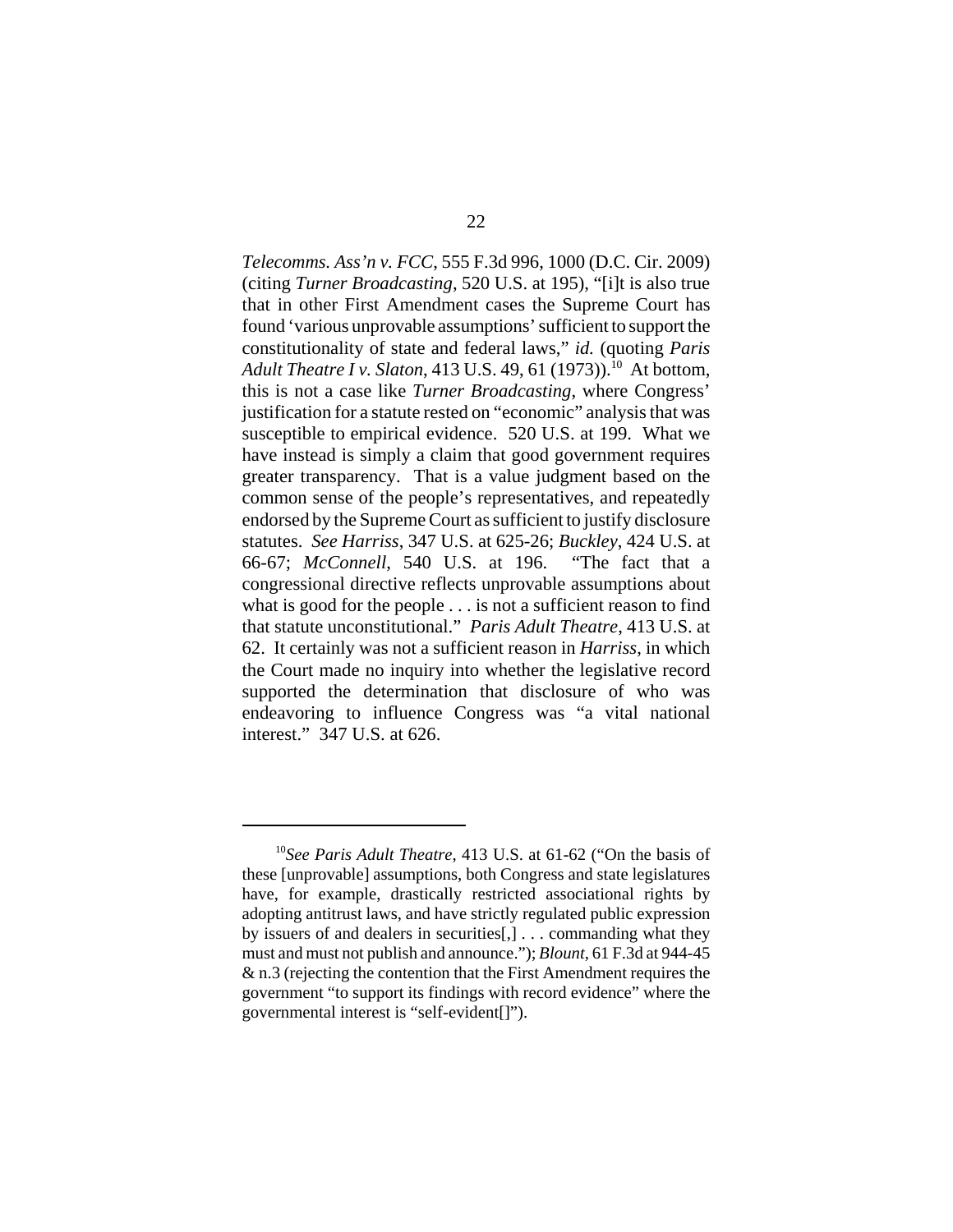*Telecomms. Ass'n v. FCC*, 555 F.3d 996, 1000 (D.C. Cir. 2009) (citing *Turner Broadcasting*, 520 U.S. at 195), "[i]t is also true that in other First Amendment cases the Supreme Court has found 'various unprovable assumptions' sufficient to support the constitutionality of state and federal laws," *id.* (quoting *Paris Adult Theatre I v. Slaton*, 413 U.S. 49, 61 (1973)).[10] At bottom, this is not a case like *Turner Broadcasting*, where Congress' justification for a statute rested on "economic" analysis that was susceptible to empirical evidence. 520 U.S. at 199. What we have instead is simply a claim that good government requires greater transparency. That is a value judgment based on the common sense of the people's representatives, and repeatedly endorsed by the Supreme Court as sufficient to justify disclosure statutes. *See Harriss*, 347 U.S. at 625-26; *Buckley*, 424 U.S. at 66-67; *McConnell*, 540 U.S. at 196. "The fact that a congressional directive reflects unprovable assumptions about what is good for the people . . . is not a sufficient reason to find that statute unconstitutional." *Paris Adult Theatre*, 413 U.S. at 62. It certainly was not a sufficient reason in *Harriss*, in which the Court made no inquiry into whether the legislative record supported the determination that disclosure of who was endeavoring to influence Congress was "a vital national interest." 347 U.S. at 626.

---

[10] *See Paris Adult Theatre*, 413 U.S. at 61-62 ("On the basis of these [unprovable] assumptions, both Congress and state legislatures have, for example, drastically restricted associational rights by adopting antitrust laws, and have strictly regulated public expression by issuers of and dealers in securities[,] . . . commanding what they must and must not publish and announce."); *Blount*, 61 F.3d at 944-45 & n.3 (rejecting the contention that the First Amendment requires the government "to support its findings with record evidence" where the governmental interest is "self-evident[]").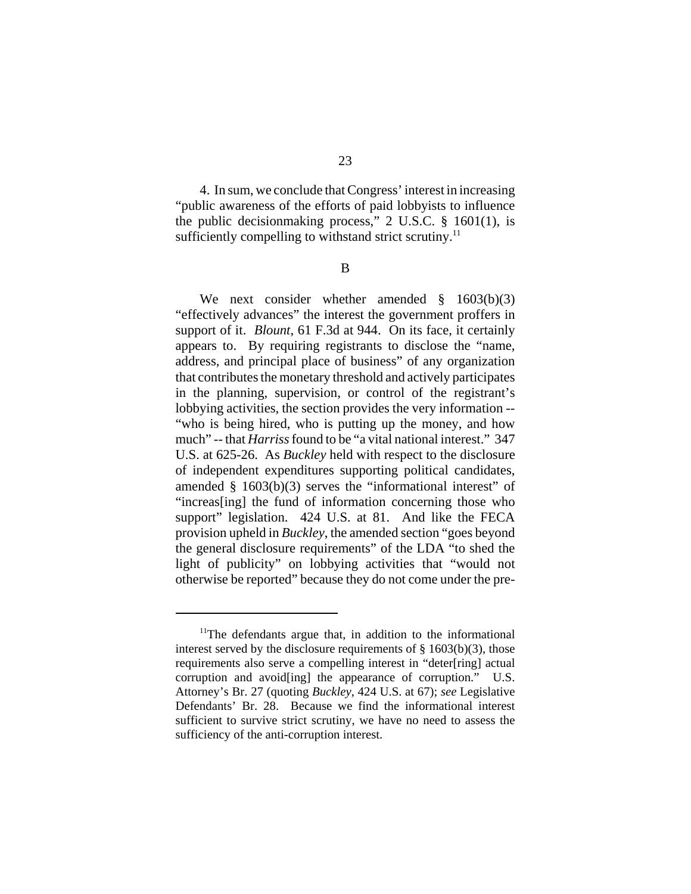4. In sum, we conclude that Congress' interest in increasing "public awareness of the efforts of paid lobbyists to influence the public decisionmaking process," 2 U.S.C. § 1601(1), is sufficiently compelling to withstand strict scrutiny.[11]

B

We next consider whether amended § 1603(b)(3) "effectively advances" the interest the government proffers in support of it. *Blount*, 61 F.3d at 944. On its face, it certainly appears to. By requiring registrants to disclose the "name, address, and principal place of business" of any organization that contributes the monetary threshold and actively participates in the planning, supervision, or control of the registrant's lobbying activities, the section provides the very information -- "who is being hired, who is putting up the money, and how much" -- that *Harriss* found to be "a vital national interest." 347 U.S. at 625-26. As *Buckley* held with respect to the disclosure of independent expenditures supporting political candidates, amended § 1603(b)(3) serves the "informational interest" of "increas[ing] the fund of information concerning those who support" legislation. 424 U.S. at 81. And like the FECA provision upheld in *Buckley*, the amended section "goes beyond the general disclosure requirements" of the LDA "to shed the light of publicity" on lobbying activities that "would not otherwise be reported" because they do not come under the pre-

[11]The defendants argue that, in addition to the informational interest served by the disclosure requirements of § 1603(b)(3), those requirements also serve a compelling interest in "deter[ring] actual corruption and avoid[ing] the appearance of corruption." U.S. Attorney's Br. 27 (quoting *Buckley*, 424 U.S. at 67); *see* Legislative Defendants' Br. 28. Because we find the informational interest sufficient to survive strict scrutiny, we have no need to assess the sufficiency of the anti-corruption interest.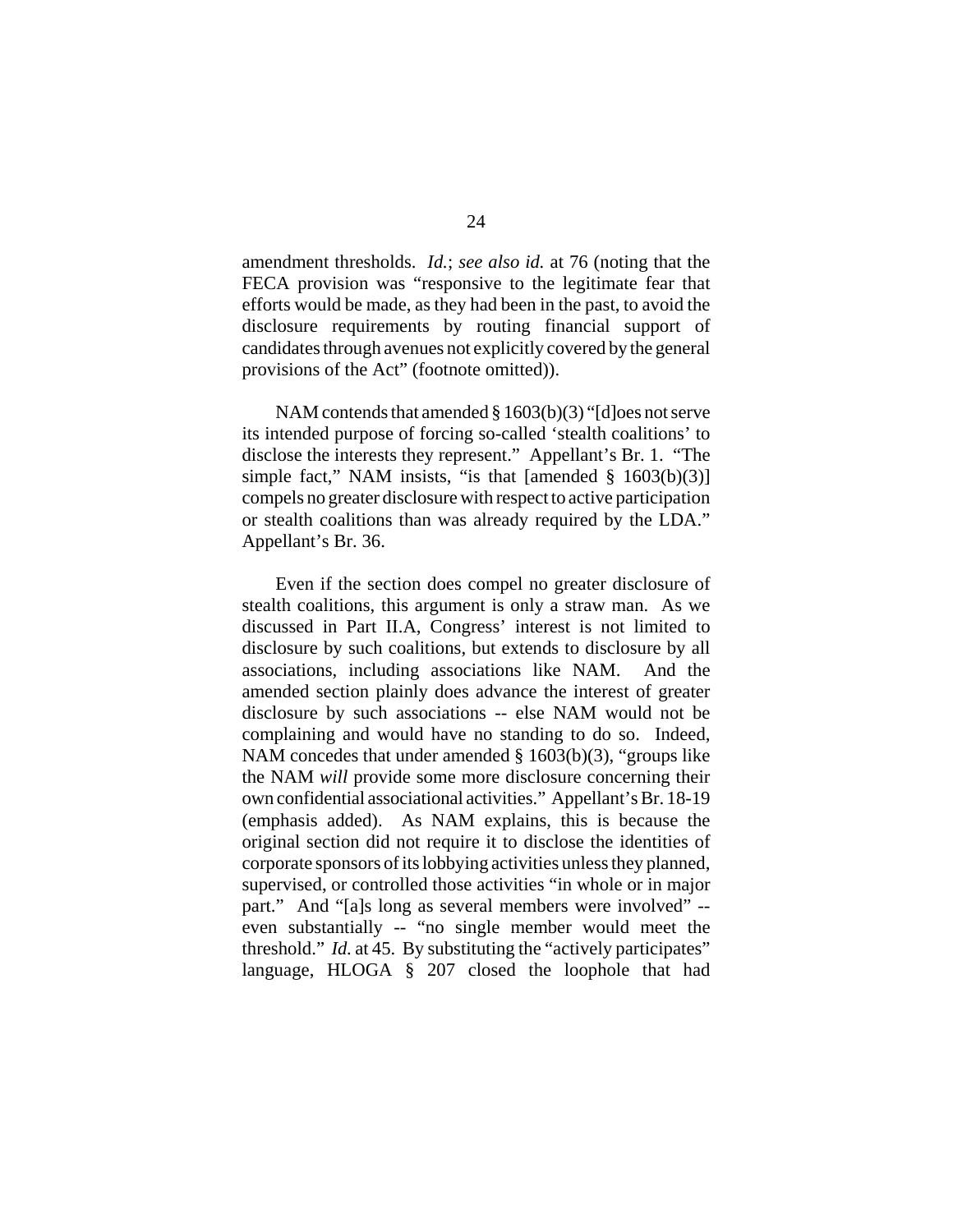amendment thresholds. *Id.*; *see also id.* at 76 (noting that the FECA provision was "responsive to the legitimate fear that efforts would be made, as they had been in the past, to avoid the disclosure requirements by routing financial support of candidates through avenues not explicitly covered by the general provisions of the Act" (footnote omitted)).

NAM contends that amended § 1603(b)(3) "[d]oes not serve its intended purpose of forcing so-called 'stealth coalitions' to disclose the interests they represent." Appellant's Br. 1. "The simple fact," NAM insists, "is that [amended § 1603(b)(3)] compels no greater disclosure with respect to active participation or stealth coalitions than was already required by the LDA." Appellant's Br. 36.

Even if the section does compel no greater disclosure of stealth coalitions, this argument is only a straw man. As we discussed in Part II.A, Congress' interest is not limited to disclosure by such coalitions, but extends to disclosure by all associations, including associations like NAM. And the amended section plainly does advance the interest of greater disclosure by such associations -- else NAM would not be complaining and would have no standing to do so. Indeed, NAM concedes that under amended § 1603(b)(3), "groups like the NAM *will* provide some more disclosure concerning their own confidential associational activities." Appellant's Br. 18-19 (emphasis added). As NAM explains, this is because the original section did not require it to disclose the identities of corporate sponsors of its lobbying activities unless they planned, supervised, or controlled those activities "in whole or in major part." And "[a]s long as several members were involved" -- even substantially -- "no single member would meet the threshold." *Id.* at 45. By substituting the "actively participates" language, HLOGA § 207 closed the loophole that had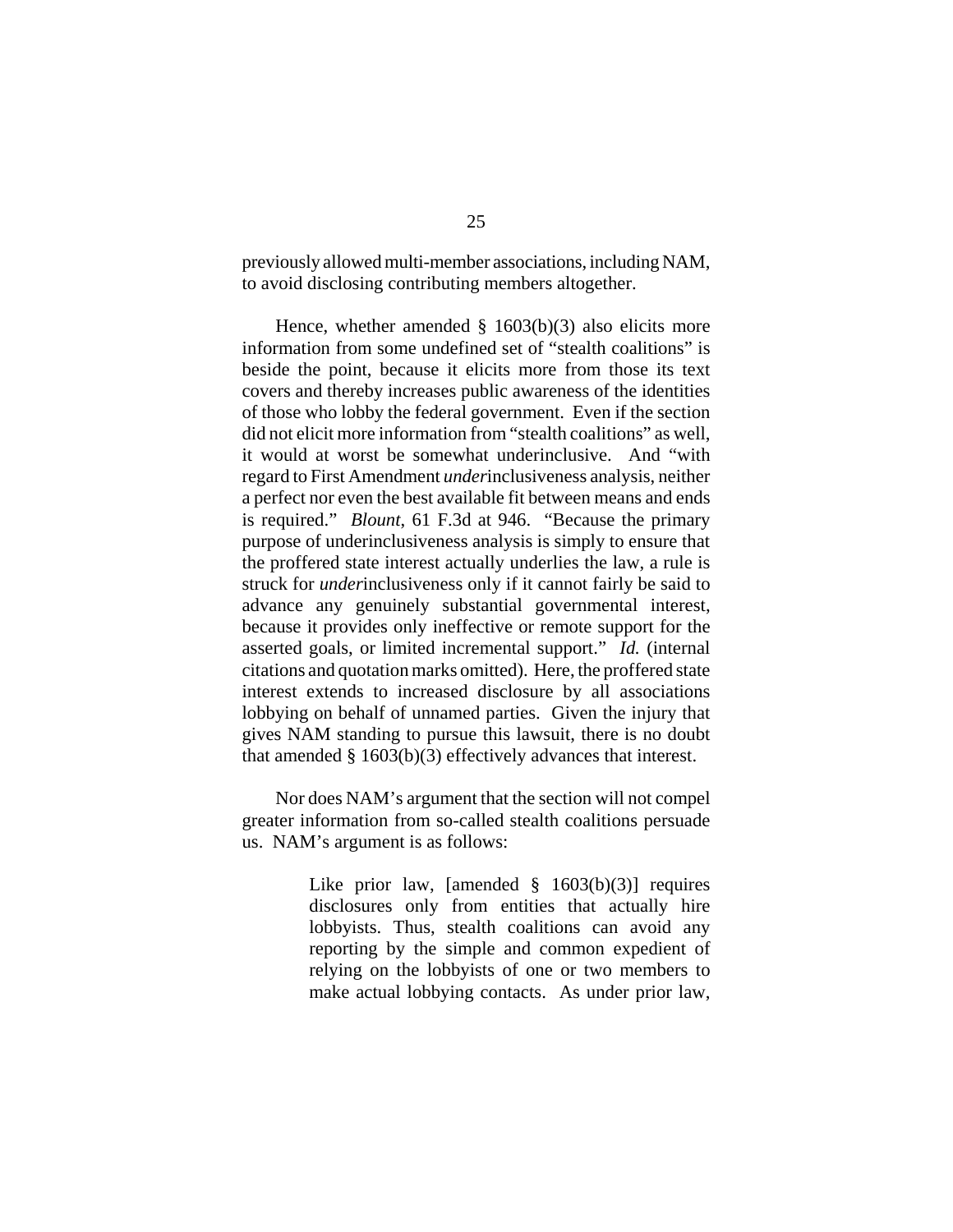previously allowed multi-member associations, including NAM, to avoid disclosing contributing members altogether.

Hence, whether amended § 1603(b)(3) also elicits more information from some undefined set of "stealth coalitions" is beside the point, because it elicits more from those its text covers and thereby increases public awareness of the identities of those who lobby the federal government. Even if the section did not elicit more information from "stealth coalitions" as well, it would at worst be somewhat underinclusive. And "with regard to First Amendment *under*inclusiveness analysis, neither a perfect nor even the best available fit between means and ends is required." *Blount*, 61 F.3d at 946. "Because the primary purpose of underinclusiveness analysis is simply to ensure that the proffered state interest actually underlies the law, a rule is struck for *under*inclusiveness only if it cannot fairly be said to advance any genuinely substantial governmental interest, because it provides only ineffective or remote support for the asserted goals, or limited incremental support." *Id.* (internal citations and quotation marks omitted). Here, the proffered state interest extends to increased disclosure by all associations lobbying on behalf of unnamed parties. Given the injury that gives NAM standing to pursue this lawsuit, there is no doubt that amended § 1603(b)(3) effectively advances that interest.

Nor does NAM's argument that the section will not compel greater information from so-called stealth coalitions persuade us. NAM's argument is as follows:

> Like prior law, [amended § 1603(b)(3)] requires disclosures only from entities that actually hire lobbyists. Thus, stealth coalitions can avoid any reporting by the simple and common expedient of relying on the lobbyists of one or two members to make actual lobbying contacts. As under prior law,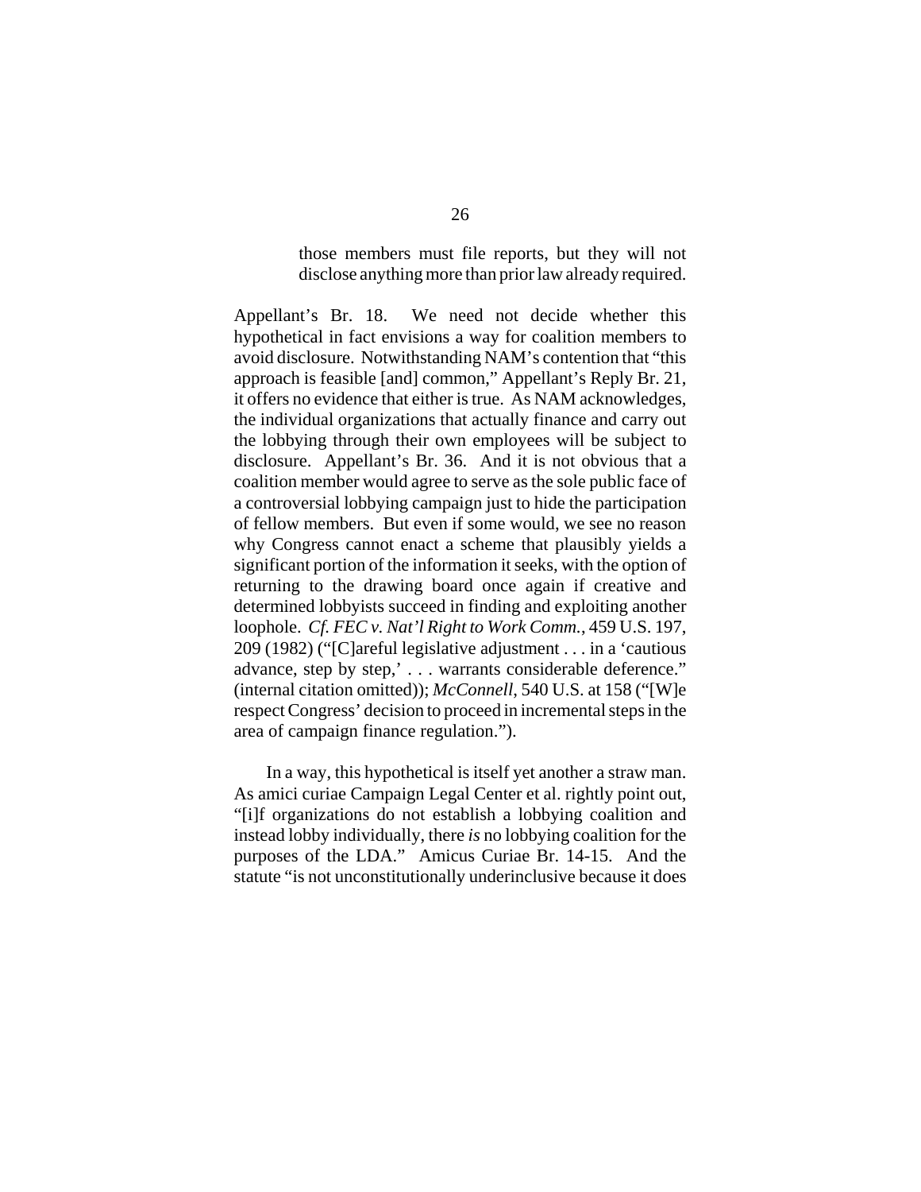> those members must file reports, but they will not disclose anything more than prior law already required.

Appellant's Br. 18. We need not decide whether this hypothetical in fact envisions a way for coalition members to avoid disclosure. Notwithstanding NAM's contention that "this approach is feasible [and] common," Appellant's Reply Br. 21, it offers no evidence that either is true. As NAM acknowledges, the individual organizations that actually finance and carry out the lobbying through their own employees will be subject to disclosure. Appellant's Br. 36. And it is not obvious that a coalition member would agree to serve as the sole public face of a controversial lobbying campaign just to hide the participation of fellow members. But even if some would, we see no reason why Congress cannot enact a scheme that plausibly yields a significant portion of the information it seeks, with the option of returning to the drawing board once again if creative and determined lobbyists succeed in finding and exploiting another loophole. *Cf. FEC v. Nat'l Right to Work Comm.*, 459 U.S. 197, 209 (1982) ("[C]areful legislative adjustment . . . in a 'cautious advance, step by step,' . . . warrants considerable deference." (internal citation omitted)); *McConnell*, 540 U.S. at 158 ("[W]e respect Congress' decision to proceed in incremental steps in the area of campaign finance regulation.").

In a way, this hypothetical is itself yet another a straw man. As amici curiae Campaign Legal Center et al. rightly point out, "[i]f organizations do not establish a lobbying coalition and instead lobby individually, there *is* no lobbying coalition for the purposes of the LDA." Amicus Curiae Br. 14-15. And the statute "is not unconstitutionally underinclusive because it does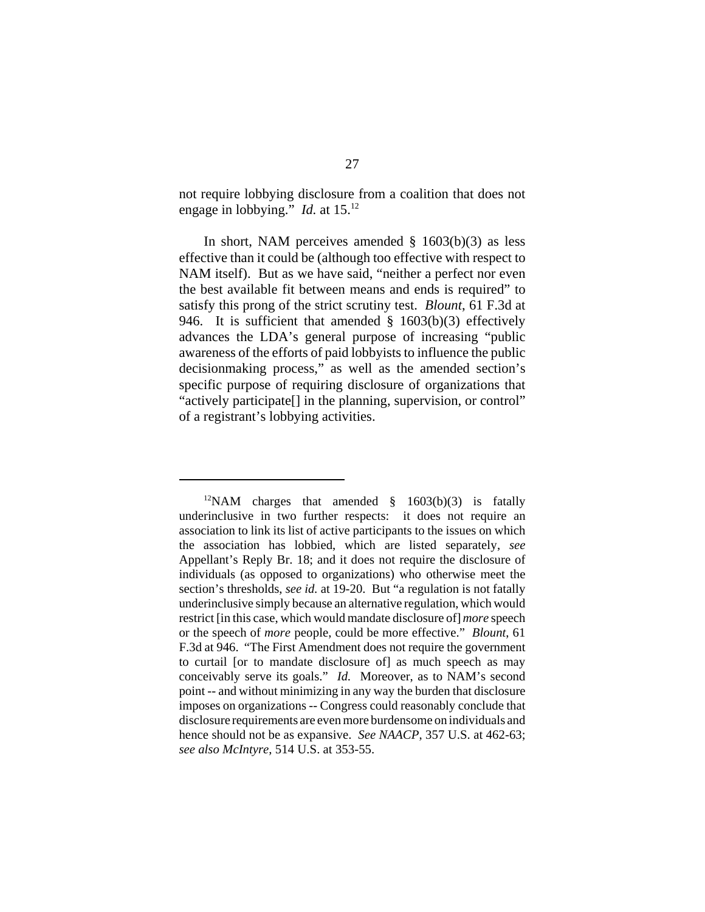not require lobbying disclosure from a coalition that does not engage in lobbying." *Id.* at 15.[12]

In short, NAM perceives amended § 1603(b)(3) as less effective than it could be (although too effective with respect to NAM itself). But as we have said, "neither a perfect nor even the best available fit between means and ends is required" to satisfy this prong of the strict scrutiny test. *Blount*, 61 F.3d at 946. It is sufficient that amended § 1603(b)(3) effectively advances the LDA's general purpose of increasing "public awareness of the efforts of paid lobbyists to influence the public decisionmaking process," as well as the amended section's specific purpose of requiring disclosure of organizations that "actively participate[] in the planning, supervision, or control" of a registrant's lobbying activities.

---

[12]NAM charges that amended § 1603(b)(3) is fatally underinclusive in two further respects: it does not require an association to link its list of active participants to the issues on which the association has lobbied, which are listed separately, *see* Appellant's Reply Br. 18; and it does not require the disclosure of individuals (as opposed to organizations) who otherwise meet the section's thresholds, *see id.* at 19-20. But "a regulation is not fatally underinclusive simply because an alternative regulation, which would restrict [in this case, which would mandate disclosure of] *more* speech or the speech of *more* people, could be more effective." *Blount*, 61 F.3d at 946. "The First Amendment does not require the government to curtail [or to mandate disclosure of] as much speech as may conceivably serve its goals." *Id.* Moreover, as to NAM's second point -- and without minimizing in any way the burden that disclosure imposes on organizations -- Congress could reasonably conclude that disclosure requirements are even more burdensome on individuals and hence should not be as expansive. *See NAACP*, 357 U.S. at 462-63; *see also McIntyre*, 514 U.S. at 353-55.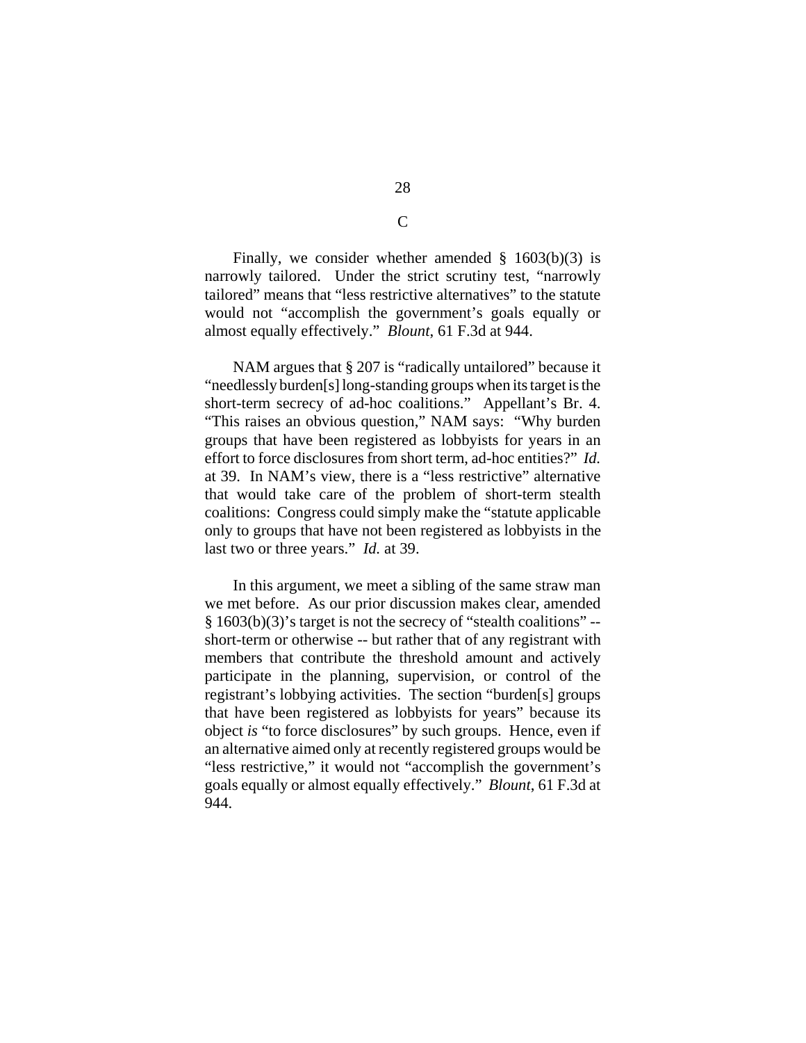## C

Finally, we consider whether amended § 1603(b)(3) is narrowly tailored. Under the strict scrutiny test, "narrowly tailored" means that "less restrictive alternatives" to the statute would not "accomplish the government's goals equally or almost equally effectively." *Blount*, 61 F.3d at 944.

NAM argues that § 207 is "radically untailored" because it "needlessly burden[s] long-standing groups when its target is the short-term secrecy of ad-hoc coalitions." Appellant's Br. 4. "This raises an obvious question," NAM says: "Why burden groups that have been registered as lobbyists for years in an effort to force disclosures from short term, ad-hoc entities?" *Id.* at 39. In NAM's view, there is a "less restrictive" alternative that would take care of the problem of short-term stealth coalitions: Congress could simply make the "statute applicable only to groups that have not been registered as lobbyists in the last two or three years." *Id.* at 39.

In this argument, we meet a sibling of the same straw man we met before. As our prior discussion makes clear, amended § 1603(b)(3)'s target is not the secrecy of "stealth coalitions" -- short-term or otherwise -- but rather that of any registrant with members that contribute the threshold amount and actively participate in the planning, supervision, or control of the registrant's lobbying activities. The section "burden[s] groups that have been registered as lobbyists for years" because its object *is* "to force disclosures" by such groups. Hence, even if an alternative aimed only at recently registered groups would be "less restrictive," it would not "accomplish the government's goals equally or almost equally effectively." *Blount*, 61 F.3d at 944.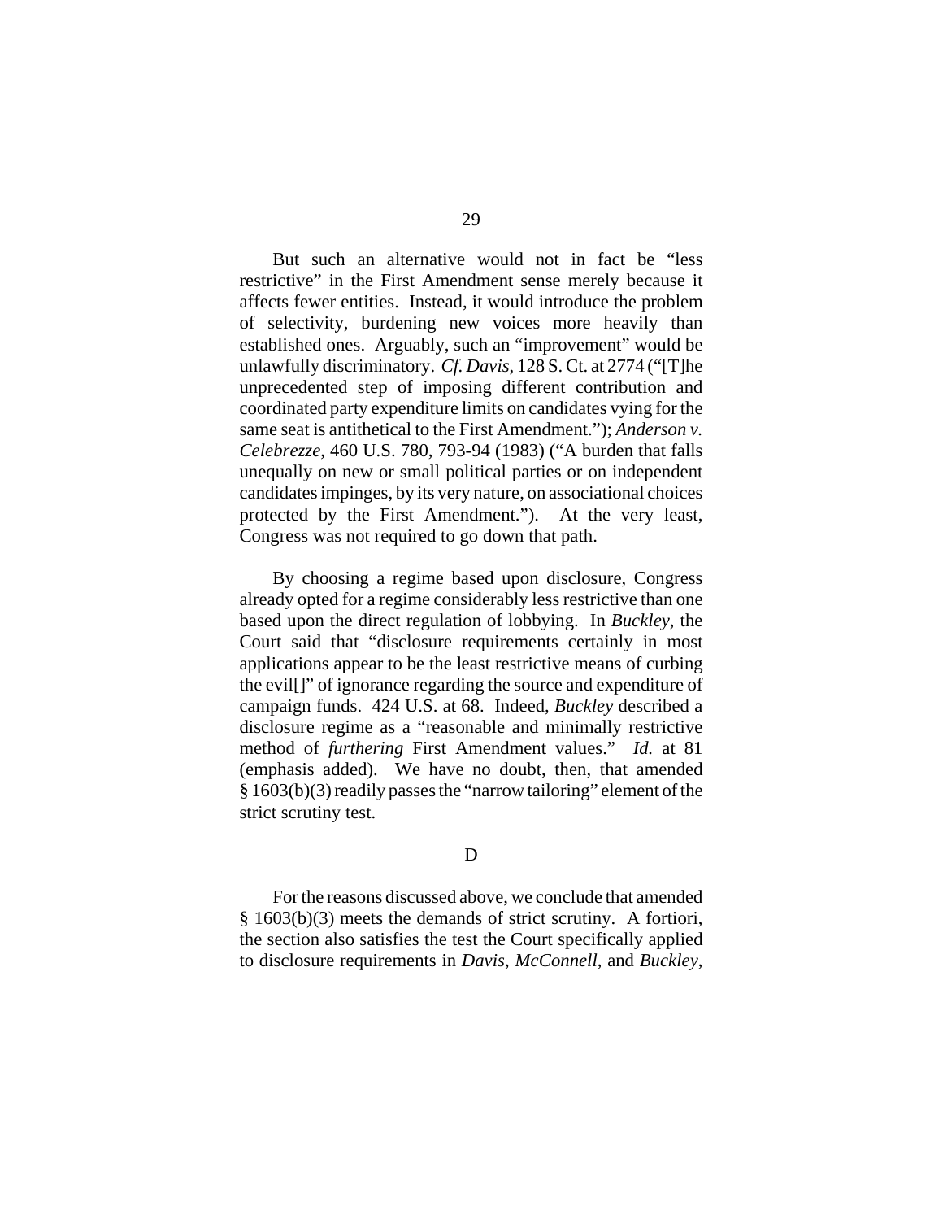But such an alternative would not in fact be "less restrictive" in the First Amendment sense merely because it affects fewer entities. Instead, it would introduce the problem of selectivity, burdening new voices more heavily than established ones. Arguably, such an "improvement" would be unlawfully discriminatory. *Cf. Davis*, 128 S. Ct. at 2774 ("[T]he unprecedented step of imposing different contribution and coordinated party expenditure limits on candidates vying for the same seat is antithetical to the First Amendment."); *Anderson v. Celebrezze*, 460 U.S. 780, 793-94 (1983) ("A burden that falls unequally on new or small political parties or on independent candidates impinges, by its very nature, on associational choices protected by the First Amendment."). At the very least, Congress was not required to go down that path.

By choosing a regime based upon disclosure, Congress already opted for a regime considerably less restrictive than one based upon the direct regulation of lobbying. In *Buckley*, the Court said that "disclosure requirements certainly in most applications appear to be the least restrictive means of curbing the evil[]" of ignorance regarding the source and expenditure of campaign funds. 424 U.S. at 68. Indeed, *Buckley* described a disclosure regime as a "reasonable and minimally restrictive method of *furthering* First Amendment values." *Id.* at 81 (emphasis added). We have no doubt, then, that amended § 1603(b)(3) readily passes the "narrow tailoring" element of the strict scrutiny test.

### D

For the reasons discussed above, we conclude that amended § 1603(b)(3) meets the demands of strict scrutiny. A fortiori, the section also satisfies the test the Court specifically applied to disclosure requirements in *Davis*, *McConnell*, and *Buckley*,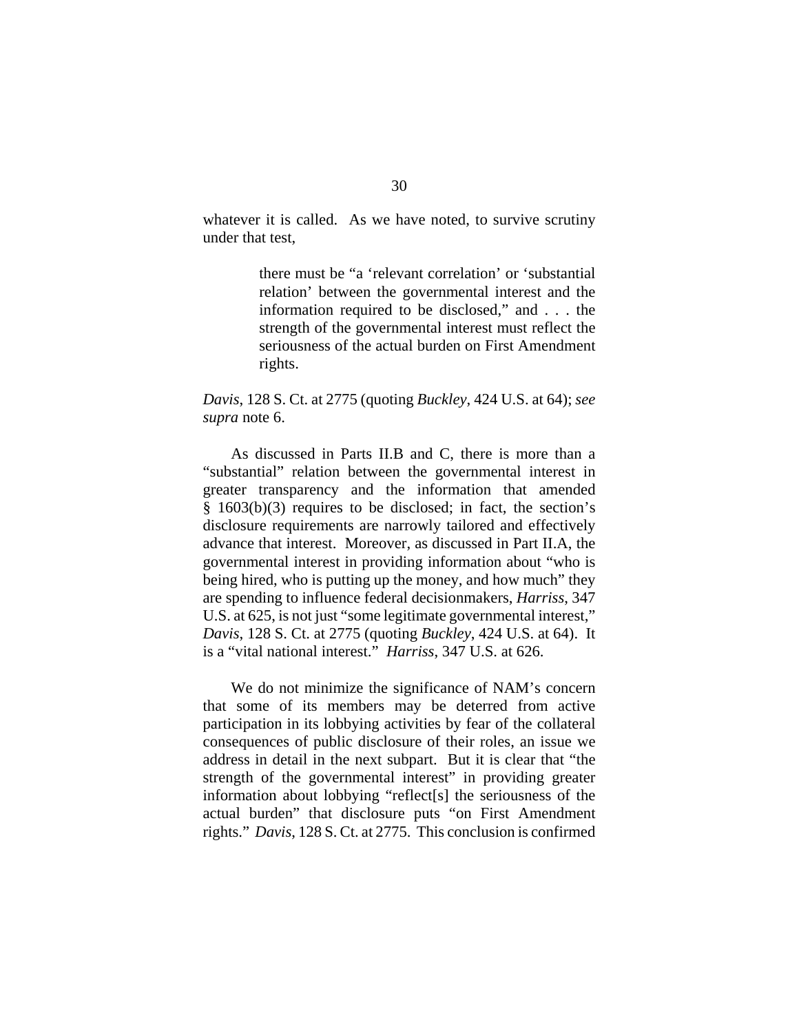whatever it is called. As we have noted, to survive scrutiny under that test,

> there must be "a 'relevant correlation' or 'substantial relation' between the governmental interest and the information required to be disclosed," and . . . the strength of the governmental interest must reflect the seriousness of the actual burden on First Amendment rights.

*Davis*, 128 S. Ct. at 2775 (quoting *Buckley*, 424 U.S. at 64); *see supra* note 6.

As discussed in Parts II.B and C, there is more than a "substantial" relation between the governmental interest in greater transparency and the information that amended § 1603(b)(3) requires to be disclosed; in fact, the section's disclosure requirements are narrowly tailored and effectively advance that interest. Moreover, as discussed in Part II.A, the governmental interest in providing information about "who is being hired, who is putting up the money, and how much" they are spending to influence federal decisionmakers, *Harriss*, 347 U.S. at 625, is not just "some legitimate governmental interest," *Davis*, 128 S. Ct. at 2775 (quoting *Buckley*, 424 U.S. at 64). It is a "vital national interest." *Harriss*, 347 U.S. at 626.

We do not minimize the significance of NAM's concern that some of its members may be deterred from active participation in its lobbying activities by fear of the collateral consequences of public disclosure of their roles, an issue we address in detail in the next subpart. But it is clear that "the strength of the governmental interest" in providing greater information about lobbying "reflect[s] the seriousness of the actual burden" that disclosure puts "on First Amendment rights." *Davis*, 128 S. Ct. at 2775. This conclusion is confirmed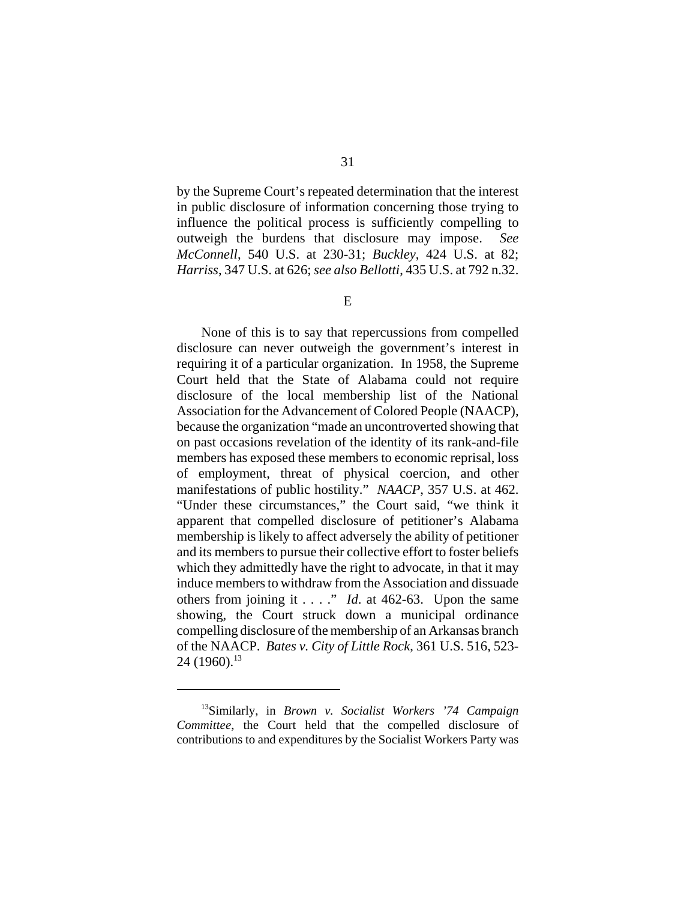by the Supreme Court's repeated determination that the interest in public disclosure of information concerning those trying to influence the political process is sufficiently compelling to outweigh the burdens that disclosure may impose. *See McConnell*, 540 U.S. at 230-31; *Buckley*, 424 U.S. at 82; *Harriss*, 347 U.S. at 626; *see also Bellotti*, 435 U.S. at 792 n.32.

E

None of this is to say that repercussions from compelled disclosure can never outweigh the government's interest in requiring it of a particular organization. In 1958, the Supreme Court held that the State of Alabama could not require disclosure of the local membership list of the National Association for the Advancement of Colored People (NAACP), because the organization "made an uncontroverted showing that on past occasions revelation of the identity of its rank-and-file members has exposed these members to economic reprisal, loss of employment, threat of physical coercion, and other manifestations of public hostility." *NAACP*, 357 U.S. at 462. "Under these circumstances," the Court said, "we think it apparent that compelled disclosure of petitioner's Alabama membership is likely to affect adversely the ability of petitioner and its members to pursue their collective effort to foster beliefs which they admittedly have the right to advocate, in that it may induce members to withdraw from the Association and dissuade others from joining it . . . ." *Id.* at 462-63. Upon the same showing, the Court struck down a municipal ordinance compelling disclosure of the membership of an Arkansas branch of the NAACP. *Bates v. City of Little Rock*, 361 U.S. 516, 523-24 (1960).[13]

---

[13]Similarly, in *Brown v. Socialist Workers '74 Campaign Committee*, the Court held that the compelled disclosure of contributions to and expenditures by the Socialist Workers Party was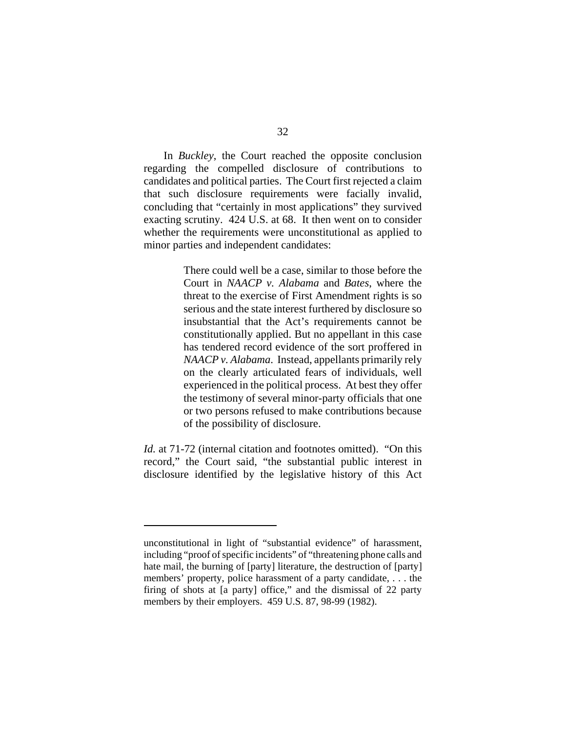In *Buckley*, the Court reached the opposite conclusion regarding the compelled disclosure of contributions to candidates and political parties. The Court first rejected a claim that such disclosure requirements were facially invalid, concluding that "certainly in most applications" they survived exacting scrutiny. 424 U.S. at 68. It then went on to consider whether the requirements were unconstitutional as applied to minor parties and independent candidates:

> There could well be a case, similar to those before the Court in *NAACP v. Alabama* and *Bates*, where the threat to the exercise of First Amendment rights is so serious and the state interest furthered by disclosure so insubstantial that the Act's requirements cannot be constitutionally applied. But no appellant in this case has tendered record evidence of the sort proffered in *NAACP v. Alabama*. Instead, appellants primarily rely on the clearly articulated fears of individuals, well experienced in the political process. At best they offer the testimony of several minor-party officials that one or two persons refused to make contributions because of the possibility of disclosure.

*Id.* at 71-72 (internal citation and footnotes omitted). "On this record," the Court said, "the substantial public interest in disclosure identified by the legislative history of this Act

---

unconstitutional in light of "substantial evidence" of harassment, including "proof of specific incidents" of "threatening phone calls and hate mail, the burning of [party] literature, the destruction of [party] members' property, police harassment of a party candidate, . . . the firing of shots at [a party] office," and the dismissal of 22 party members by their employers. 459 U.S. 87, 98-99 (1982).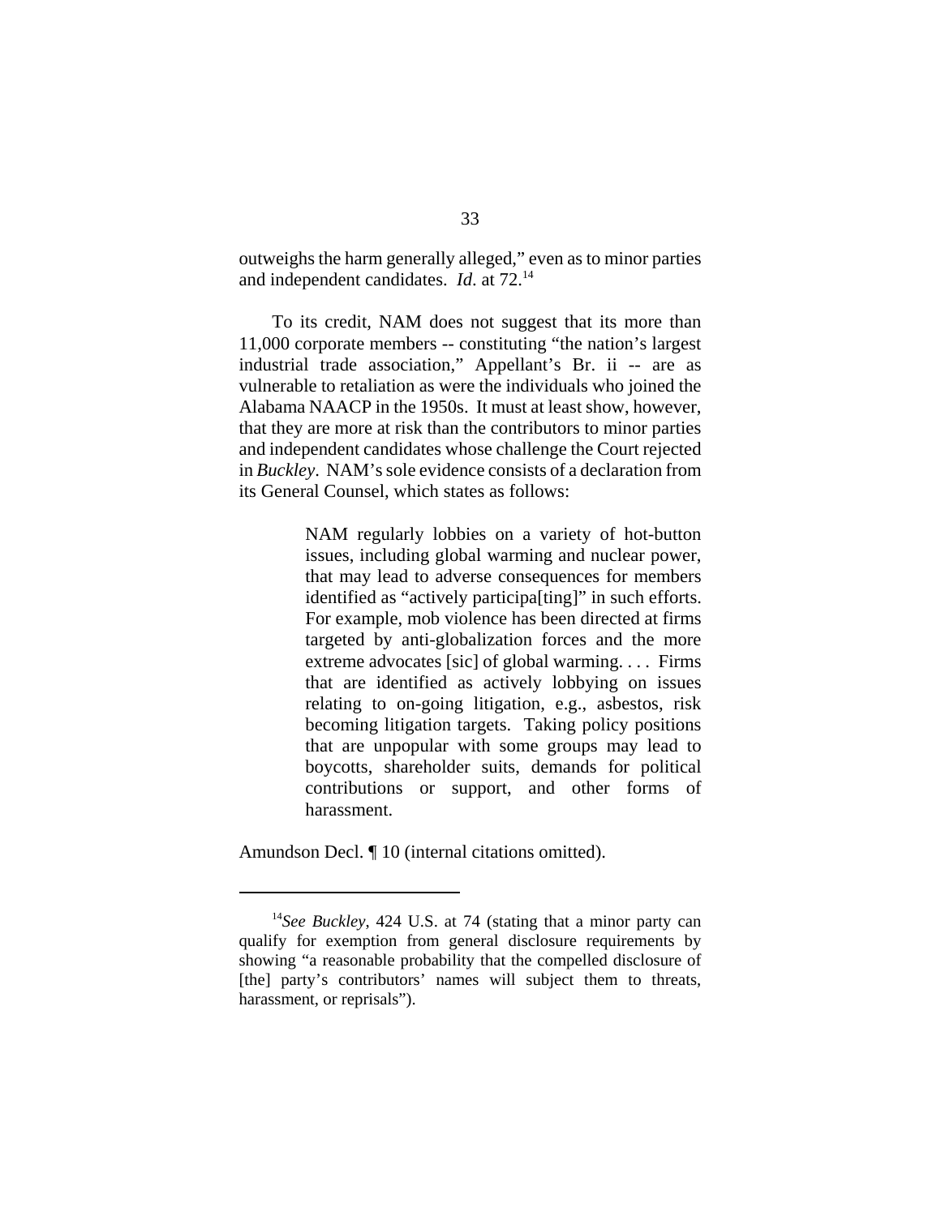outweighs the harm generally alleged," even as to minor parties and independent candidates. *Id*. at 72.[14]

To its credit, NAM does not suggest that its more than 11,000 corporate members -- constituting "the nation's largest industrial trade association," Appellant's Br. ii -- are as vulnerable to retaliation as were the individuals who joined the Alabama NAACP in the 1950s. It must at least show, however, that they are more at risk than the contributors to minor parties and independent candidates whose challenge the Court rejected in *Buckley*. NAM's sole evidence consists of a declaration from its General Counsel, which states as follows:

> NAM regularly lobbies on a variety of hot-button issues, including global warming and nuclear power, that may lead to adverse consequences for members identified as "actively participa[ting]" in such efforts. For example, mob violence has been directed at firms targeted by anti-globalization forces and the more extreme advocates [sic] of global warming. . . . Firms that are identified as actively lobbying on issues relating to on-going litigation, e.g., asbestos, risk becoming litigation targets. Taking policy positions that are unpopular with some groups may lead to boycotts, shareholder suits, demands for political contributions or support, and other forms of harassment.

Amundson Decl. ¶ 10 (internal citations omitted).

---

[14]*See Buckley*, 424 U.S. at 74 (stating that a minor party can qualify for exemption from general disclosure requirements by showing "a reasonable probability that the compelled disclosure of [the] party's contributors' names will subject them to threats, harassment, or reprisals").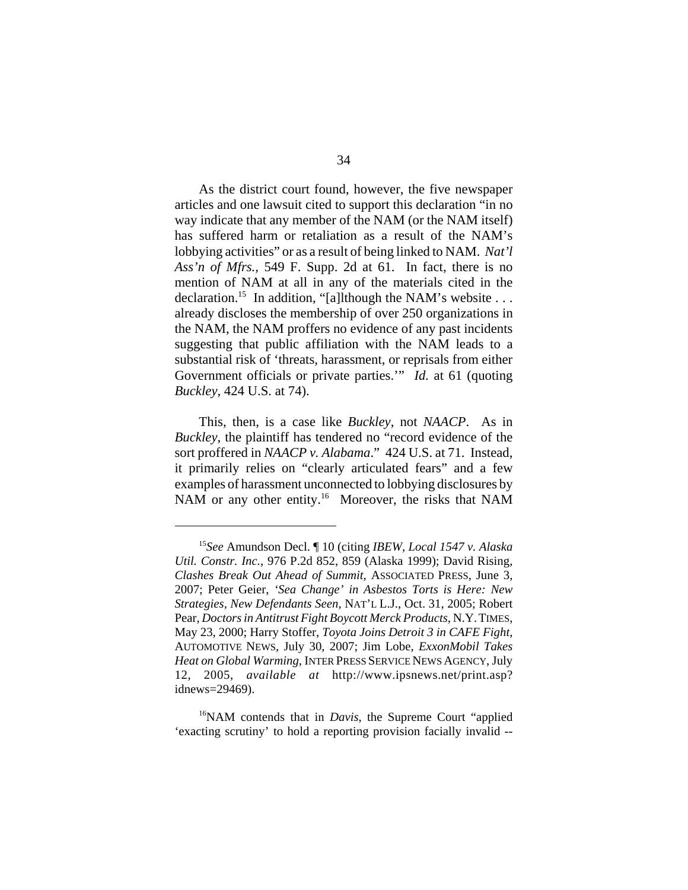As the district court found, however, the five newspaper articles and one lawsuit cited to support this declaration "in no way indicate that any member of the NAM (or the NAM itself) has suffered harm or retaliation as a result of the NAM's lobbying activities" or as a result of being linked to NAM. *Nat'l Ass'n of Mfrs.*, 549 F. Supp. 2d at 61. In fact, there is no mention of NAM at all in any of the materials cited in the declaration.[15] In addition, "[a]lthough the NAM's website . . . already discloses the membership of over 250 organizations in the NAM, the NAM proffers no evidence of any past incidents suggesting that public affiliation with the NAM leads to a substantial risk of 'threats, harassment, or reprisals from either Government officials or private parties.'" *Id.* at 61 (quoting *Buckley*, 424 U.S. at 74).

This, then, is a case like *Buckley*, not *NAACP*. As in *Buckley*, the plaintiff has tendered no "record evidence of the sort proffered in *NAACP v. Alabama*." 424 U.S. at 71. Instead, it primarily relies on "clearly articulated fears" and a few examples of harassment unconnected to lobbying disclosures by NAM or any other entity.[16] Moreover, the risks that NAM

---

[15]*See* Amundson Decl. ¶ 10 (citing *IBEW, Local 1547 v. Alaska Util. Constr. Inc.*, 976 P.2d 852, 859 (Alaska 1999); David Rising, *Clashes Break Out Ahead of Summit*, ASSOCIATED PRESS, June 3, 2007; Peter Geier, *'Sea Change' in Asbestos Torts is Here: New Strategies, New Defendants Seen*, NAT'L L.J., Oct. 31, 2005; Robert Pear, *Doctors in Antitrust Fight Boycott Merck Products*, N.Y. TIMES, May 23, 2000; Harry Stoffer, *Toyota Joins Detroit 3 in CAFE Fight*, AUTOMOTIVE NEWS, July 30, 2007; Jim Lobe, *ExxonMobil Takes Heat on Global Warming*, INTER PRESS SERVICE NEWS AGENCY, July 12, 2005, *available at* http://www.ipsnews.net/print.asp?idnews=29469).

[16]NAM contends that in *Davis*, the Supreme Court "applied 'exacting scrutiny' to hold a reporting provision facially invalid --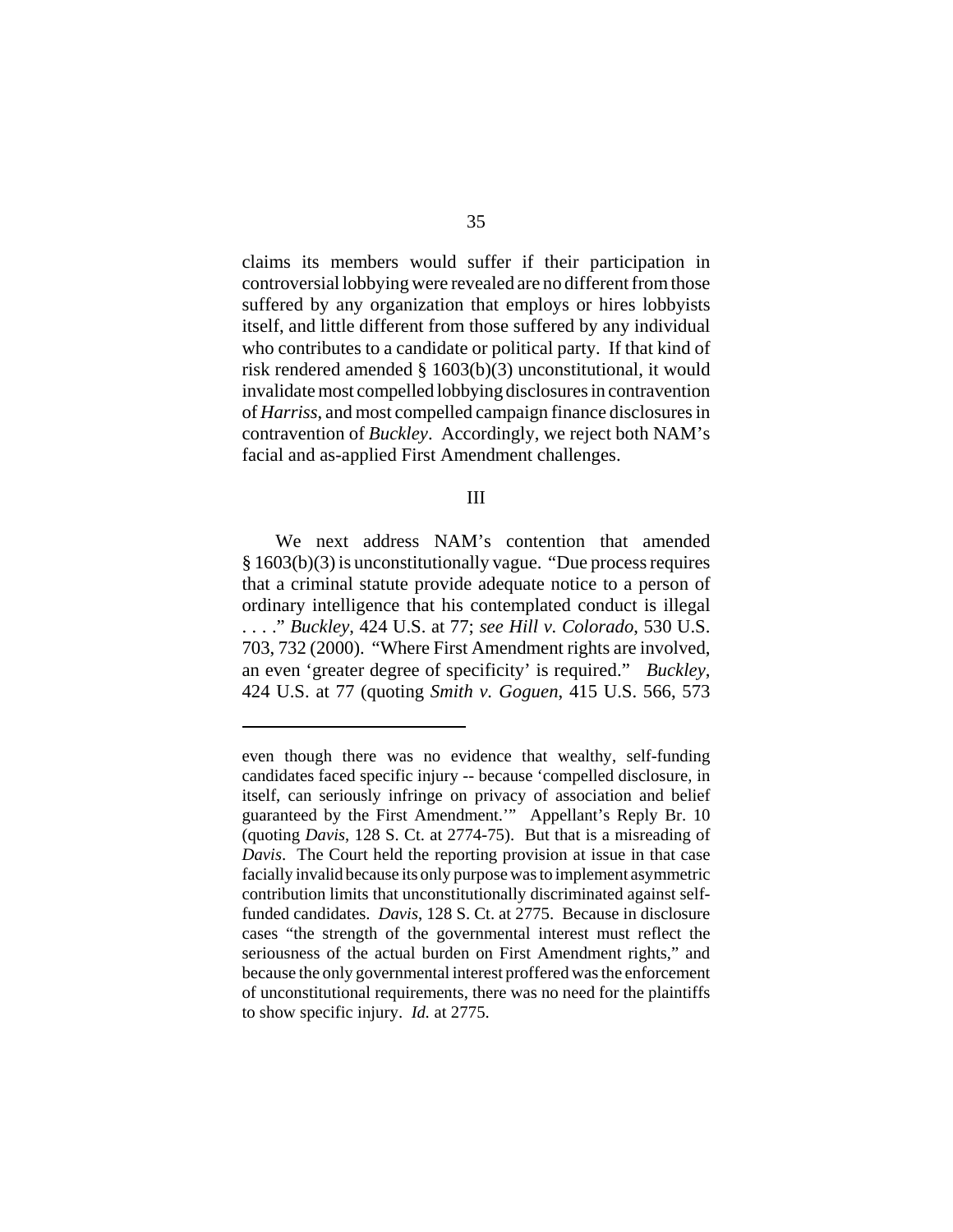claims its members would suffer if their participation in controversial lobbying were revealed are no different from those suffered by any organization that employs or hires lobbyists itself, and little different from those suffered by any individual who contributes to a candidate or political party. If that kind of risk rendered amended § 1603(b)(3) unconstitutional, it would invalidate most compelled lobbying disclosures in contravention of *Harriss*, and most compelled campaign finance disclosures in contravention of *Buckley*. Accordingly, we reject both NAM's facial and as-applied First Amendment challenges.

III

We next address NAM's contention that amended § 1603(b)(3) is unconstitutionally vague. "Due process requires that a criminal statute provide adequate notice to a person of ordinary intelligence that his contemplated conduct is illegal . . . ." *Buckley*, 424 U.S. at 77; *see Hill v. Colorado*, 530 U.S. 703, 732 (2000). "Where First Amendment rights are involved, an even 'greater degree of specificity' is required." *Buckley*, 424 U.S. at 77 (quoting *Smith v. Goguen*, 415 U.S. 566, 573

---

even though there was no evidence that wealthy, self-funding candidates faced specific injury -- because 'compelled disclosure, in itself, can seriously infringe on privacy of association and belief guaranteed by the First Amendment.'" Appellant's Reply Br. 10 (quoting *Davis*, 128 S. Ct. at 2774-75). But that is a misreading of *Davis*. The Court held the reporting provision at issue in that case facially invalid because its only purpose was to implement asymmetric contribution limits that unconstitutionally discriminated against self-funded candidates. *Davis*, 128 S. Ct. at 2775. Because in disclosure cases "the strength of the governmental interest must reflect the seriousness of the actual burden on First Amendment rights," and because the only governmental interest proffered was the enforcement of unconstitutional requirements, there was no need for the plaintiffs to show specific injury. *Id.* at 2775.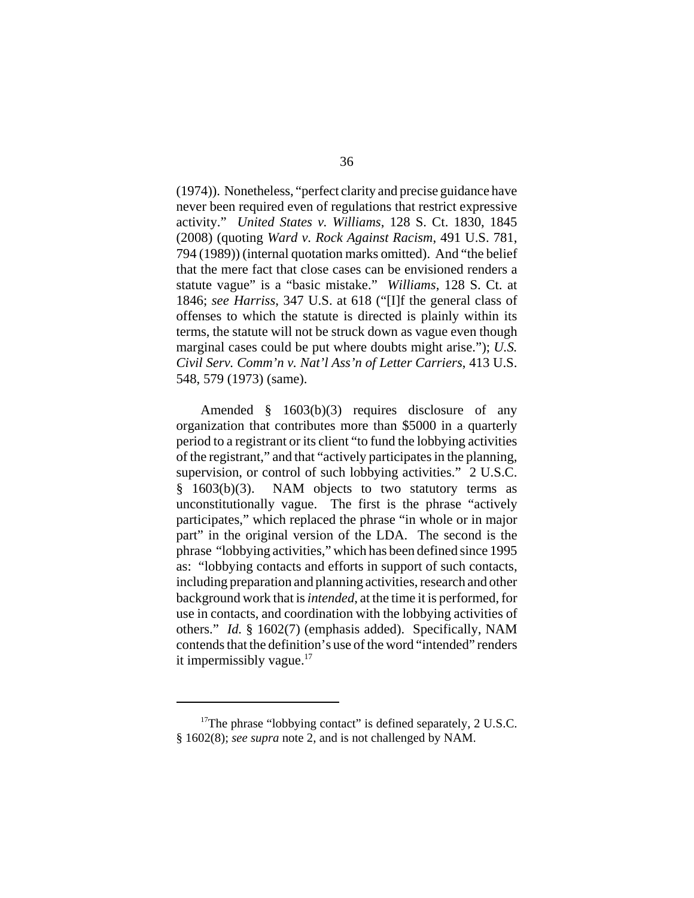(1974)). Nonetheless, "perfect clarity and precise guidance have never been required even of regulations that restrict expressive activity." *United States v. Williams*, 128 S. Ct. 1830, 1845 (2008) (quoting *Ward v. Rock Against Racism*, 491 U.S. 781, 794 (1989)) (internal quotation marks omitted). And "the belief that the mere fact that close cases can be envisioned renders a statute vague" is a "basic mistake." *Williams*, 128 S. Ct. at 1846; *see Harriss*, 347 U.S. at 618 ("[I]f the general class of offenses to which the statute is directed is plainly within its terms, the statute will not be struck down as vague even though marginal cases could be put where doubts might arise."); *U.S. Civil Serv. Comm'n v. Nat'l Ass'n of Letter Carriers*, 413 U.S. 548, 579 (1973) (same).

Amended § 1603(b)(3) requires disclosure of any organization that contributes more than $5000 in a quarterly period to a registrant or its client "to fund the lobbying activities of the registrant," and that "actively participates in the planning, supervision, or control of such lobbying activities." 2 U.S.C. § 1603(b)(3). NAM objects to two statutory terms as unconstitutionally vague. The first is the phrase "actively participates," which replaced the phrase "in whole or in major part" in the original version of the LDA. The second is the phrase "lobbying activities," which has been defined since 1995 as: "lobbying contacts and efforts in support of such contacts, including preparation and planning activities, research and other background work that is *intended*, at the time it is performed, for use in contacts, and coordination with the lobbying activities of others." *Id.* § 1602(7) (emphasis added). Specifically, NAM contends that the definition's use of the word "intended" renders it impermissibly vague.[17]

[17] The phrase "lobbying contact" is defined separately, 2 U.S.C. § 1602(8); *see supra* note 2, and is not challenged by NAM.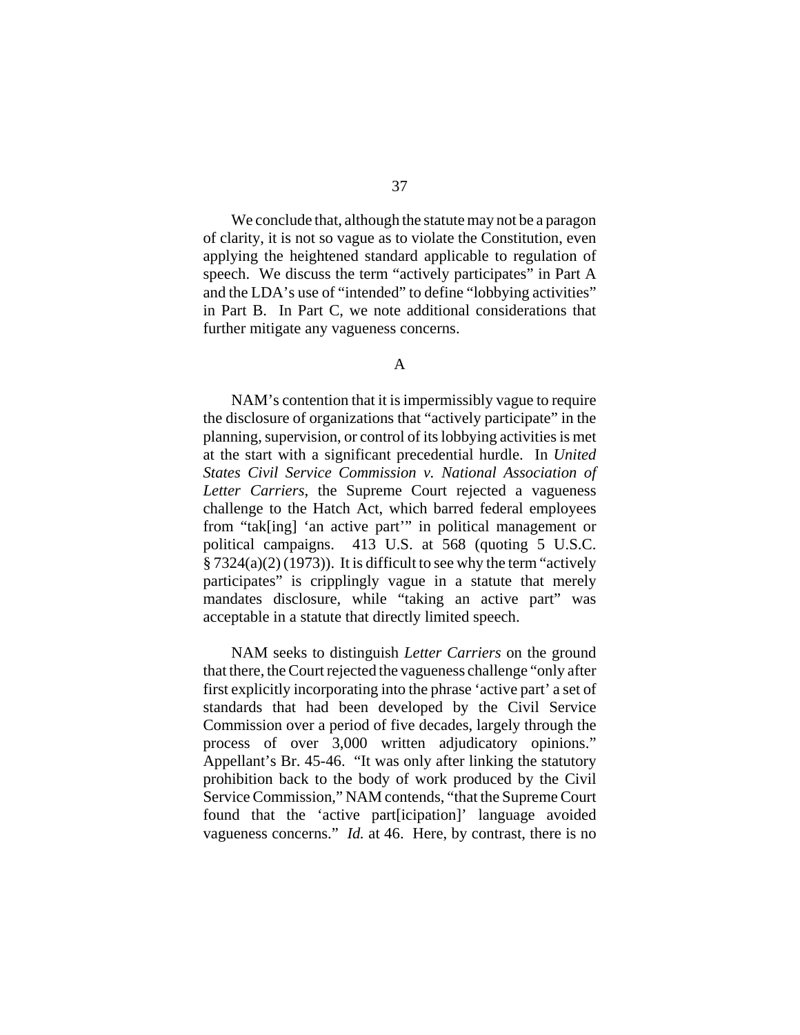We conclude that, although the statute may not be a paragon of clarity, it is not so vague as to violate the Constitution, even applying the heightened standard applicable to regulation of speech. We discuss the term "actively participates" in Part A and the LDA's use of "intended" to define "lobbying activities" in Part B. In Part C, we note additional considerations that further mitigate any vagueness concerns.

A

NAM's contention that it is impermissibly vague to require the disclosure of organizations that "actively participate" in the planning, supervision, or control of its lobbying activities is met at the start with a significant precedential hurdle. In *United States Civil Service Commission v. National Association of Letter Carriers*, the Supreme Court rejected a vagueness challenge to the Hatch Act, which barred federal employees from "tak[ing] 'an active part'" in political management or political campaigns. 413 U.S. at 568 (quoting 5 U.S.C. § 7324(a)(2) (1973)). It is difficult to see why the term "actively participates" is cripplingly vague in a statute that merely mandates disclosure, while "taking an active part" was acceptable in a statute that directly limited speech.

NAM seeks to distinguish *Letter Carriers* on the ground that there, the Court rejected the vagueness challenge "only after first explicitly incorporating into the phrase 'active part' a set of standards that had been developed by the Civil Service Commission over a period of five decades, largely through the process of over 3,000 written adjudicatory opinions." Appellant's Br. 45-46. "It was only after linking the statutory prohibition back to the body of work produced by the Civil Service Commission," NAM contends, "that the Supreme Court found that the 'active part[icipation]' language avoided vagueness concerns." *Id.* at 46. Here, by contrast, there is no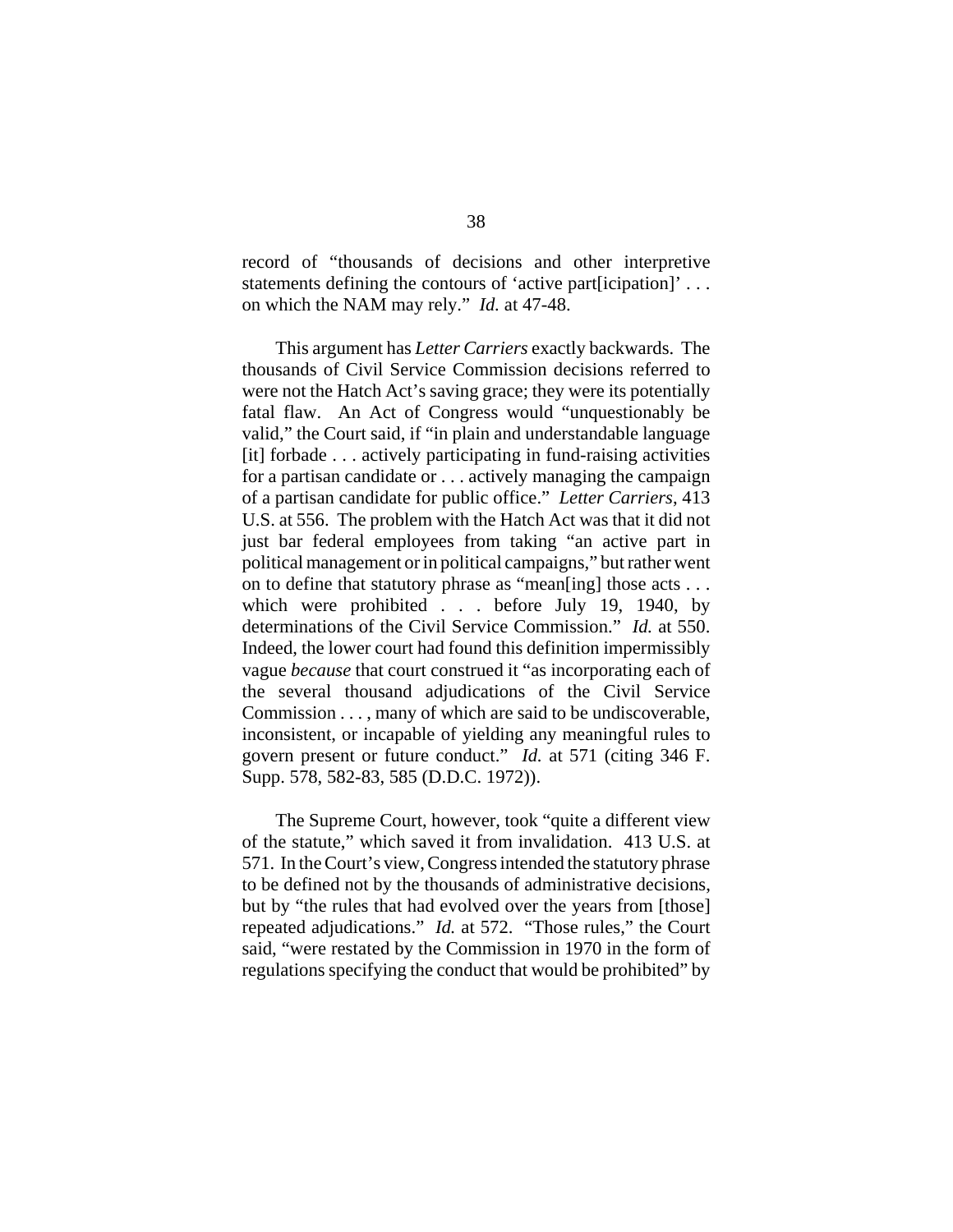record of "thousands of decisions and other interpretive statements defining the contours of 'active part[icipation]' . . . on which the NAM may rely." *Id.* at 47-48.

This argument has *Letter Carriers* exactly backwards. The thousands of Civil Service Commission decisions referred to were not the Hatch Act's saving grace; they were its potentially fatal flaw. An Act of Congress would "unquestionably be valid," the Court said, if "in plain and understandable language [it] forbade . . . actively participating in fund-raising activities for a partisan candidate or . . . actively managing the campaign of a partisan candidate for public office." *Letter Carriers*, 413 U.S. at 556. The problem with the Hatch Act was that it did not just bar federal employees from taking "an active part in political management or in political campaigns," but rather went on to define that statutory phrase as "mean[ing] those acts . . . which were prohibited . . . before July 19, 1940, by determinations of the Civil Service Commission." *Id.* at 550. Indeed, the lower court had found this definition impermissibly vague *because* that court construed it "as incorporating each of the several thousand adjudications of the Civil Service Commission . . . , many of which are said to be undiscoverable, inconsistent, or incapable of yielding any meaningful rules to govern present or future conduct." *Id.* at 571 (citing 346 F. Supp. 578, 582-83, 585 (D.D.C. 1972)).

The Supreme Court, however, took "quite a different view of the statute," which saved it from invalidation. 413 U.S. at 571. In the Court's view, Congress intended the statutory phrase to be defined not by the thousands of administrative decisions, but by "the rules that had evolved over the years from [those] repeated adjudications." *Id.* at 572. "Those rules," the Court said, "were restated by the Commission in 1970 in the form of regulations specifying the conduct that would be prohibited" by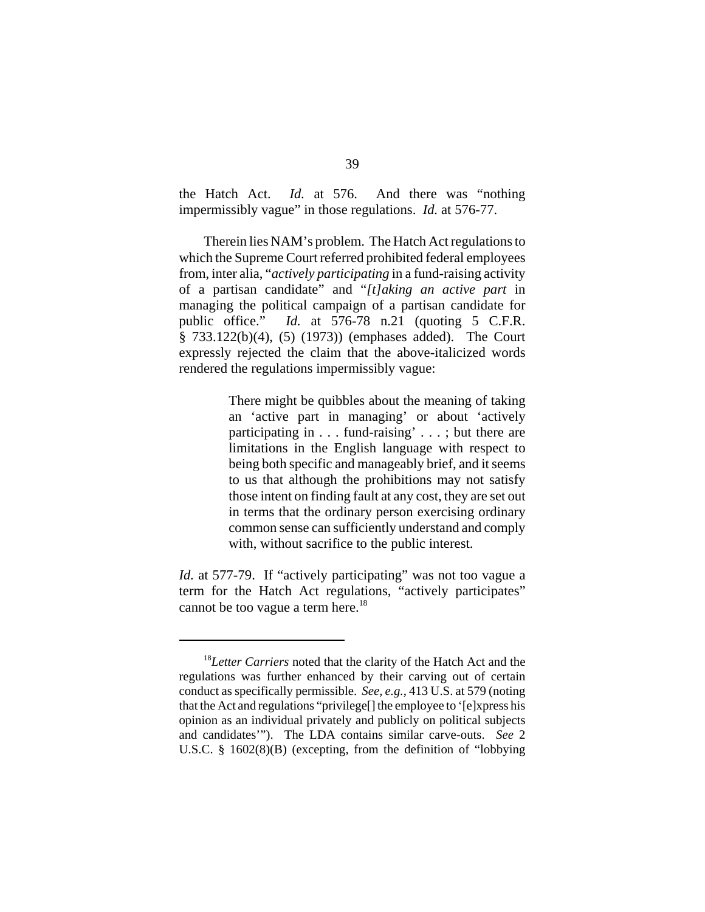the Hatch Act. *Id.* at 576. And there was "nothing impermissibly vague" in those regulations. *Id.* at 576-77.

Therein lies NAM's problem. The Hatch Act regulations to which the Supreme Court referred prohibited federal employees from, inter alia, "*actively participating* in a fund-raising activity of a partisan candidate" and "*[t]aking an active part* in managing the political campaign of a partisan candidate for public office." *Id.* at 576-78 n.21 (quoting 5 C.F.R. § 733.122(b)(4), (5) (1973)) (emphases added). The Court expressly rejected the claim that the above-italicized words rendered the regulations impermissibly vague:

> There might be quibbles about the meaning of taking an 'active part in managing' or about 'actively participating in . . . fund-raising' . . . ; but there are limitations in the English language with respect to being both specific and manageably brief, and it seems to us that although the prohibitions may not satisfy those intent on finding fault at any cost, they are set out in terms that the ordinary person exercising ordinary common sense can sufficiently understand and comply with, without sacrifice to the public interest.

*Id.* at 577-79. If "actively participating" was not too vague a term for the Hatch Act regulations, "actively participates" cannot be too vague a term here.[18]

---

[18] *Letter Carriers* noted that the clarity of the Hatch Act and the regulations was further enhanced by their carving out of certain conduct as specifically permissible. *See, e.g.*, 413 U.S. at 579 (noting that the Act and regulations "privilege[] the employee to '[e]xpress his opinion as an individual privately and publicly on political subjects and candidates'"). The LDA contains similar carve-outs. *See* 2 U.S.C. § 1602(8)(B) (excepting, from the definition of "lobbying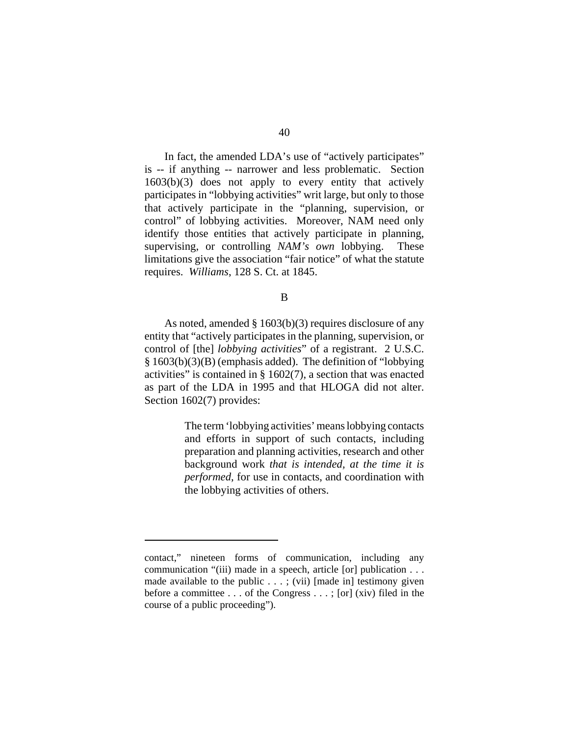In fact, the amended LDA's use of "actively participates" is -- if anything -- narrower and less problematic. Section 1603(b)(3) does not apply to every entity that actively participates in "lobbying activities" writ large, but only to those that actively participate in the "planning, supervision, or control" of lobbying activities. Moreover, NAM need only identify those entities that actively participate in planning, supervising, or controlling *NAM's own* lobbying. These limitations give the association "fair notice" of what the statute requires. *Williams*, 128 S. Ct. at 1845.

## B

As noted, amended § 1603(b)(3) requires disclosure of any entity that "actively participates in the planning, supervision, or control of [the] *lobbying activities*" of a registrant. 2 U.S.C. § 1603(b)(3)(B) (emphasis added). The definition of "lobbying activities" is contained in § 1602(7), a section that was enacted as part of the LDA in 1995 and that HLOGA did not alter. Section 1602(7) provides:

> The term 'lobbying activities' means lobbying contacts and efforts in support of such contacts, including preparation and planning activities, research and other background work *that is intended, at the time it is performed*, for use in contacts, and coordination with the lobbying activities of others.

---

contact," nineteen forms of communication, including any communication "(iii) made in a speech, article [or] publication . . . made available to the public . . . ; (vii) [made in] testimony given before a committee . . . of the Congress . . . ; [or] (xiv) filed in the course of a public proceeding").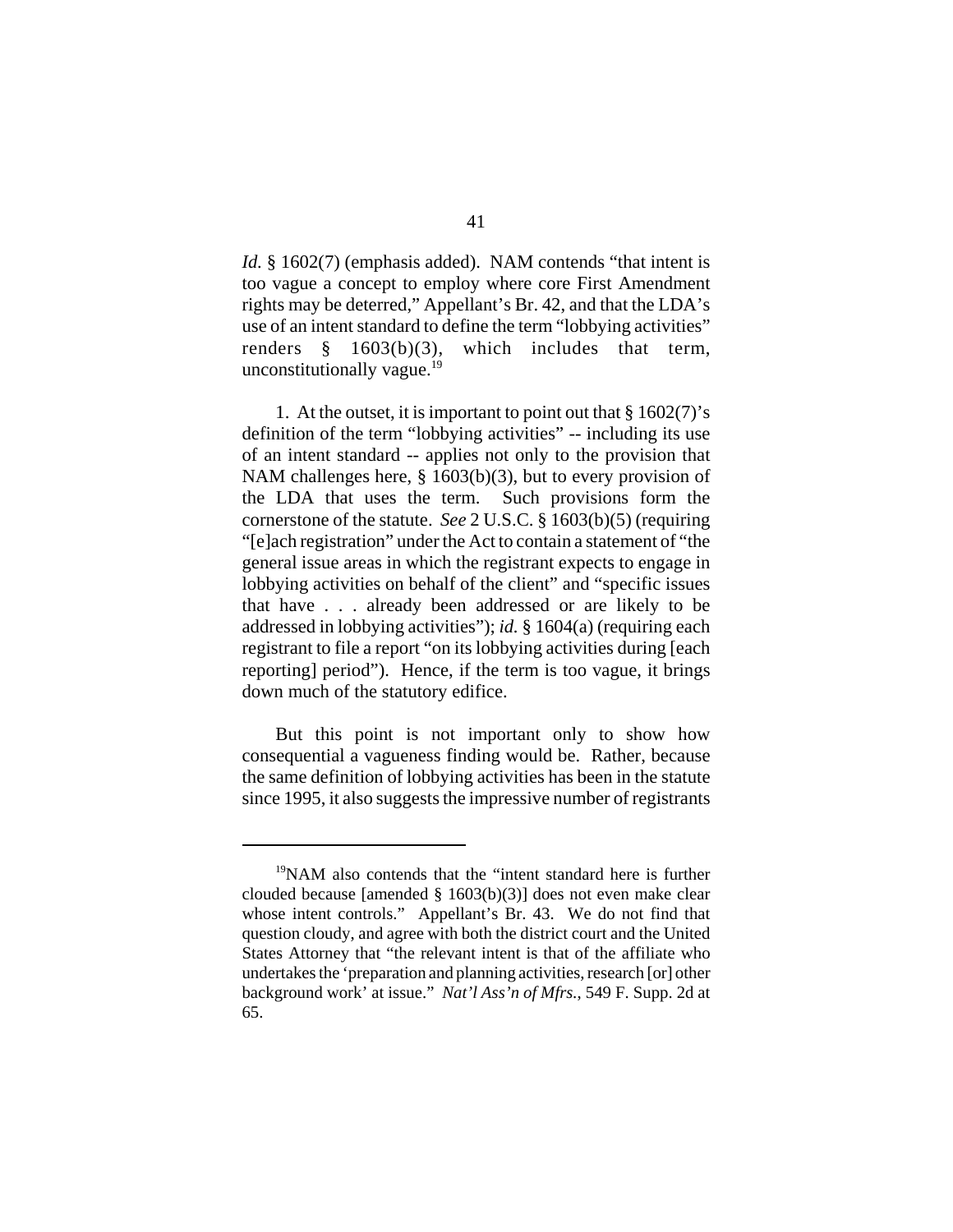*Id.* § 1602(7) (emphasis added). NAM contends "that intent is too vague a concept to employ where core First Amendment rights may be deterred," Appellant's Br. 42, and that the LDA's use of an intent standard to define the term "lobbying activities" renders § 1603(b)(3), which includes that term, unconstitutionally vague.[19]

1. At the outset, it is important to point out that § 1602(7)'s definition of the term "lobbying activities" -- including its use of an intent standard -- applies not only to the provision that NAM challenges here, § 1603(b)(3), but to every provision of the LDA that uses the term. Such provisions form the cornerstone of the statute. *See* 2 U.S.C. § 1603(b)(5) (requiring "[e]ach registration" under the Act to contain a statement of "the general issue areas in which the registrant expects to engage in lobbying activities on behalf of the client" and "specific issues that have . . . already been addressed or are likely to be addressed in lobbying activities"); *id.* § 1604(a) (requiring each registrant to file a report "on its lobbying activities during [each reporting] period"). Hence, if the term is too vague, it brings down much of the statutory edifice.

But this point is not important only to show how consequential a vagueness finding would be. Rather, because the same definition of lobbying activities has been in the statute since 1995, it also suggests the impressive number of registrants

---

[19]NAM also contends that the "intent standard here is further clouded because [amended § 1603(b)(3)] does not even make clear whose intent controls." Appellant's Br. 43. We do not find that question cloudy, and agree with both the district court and the United States Attorney that "the relevant intent is that of the affiliate who undertakes the 'preparation and planning activities, research [or] other background work' at issue." *Nat'l Ass'n of Mfrs.*, 549 F. Supp. 2d at 65.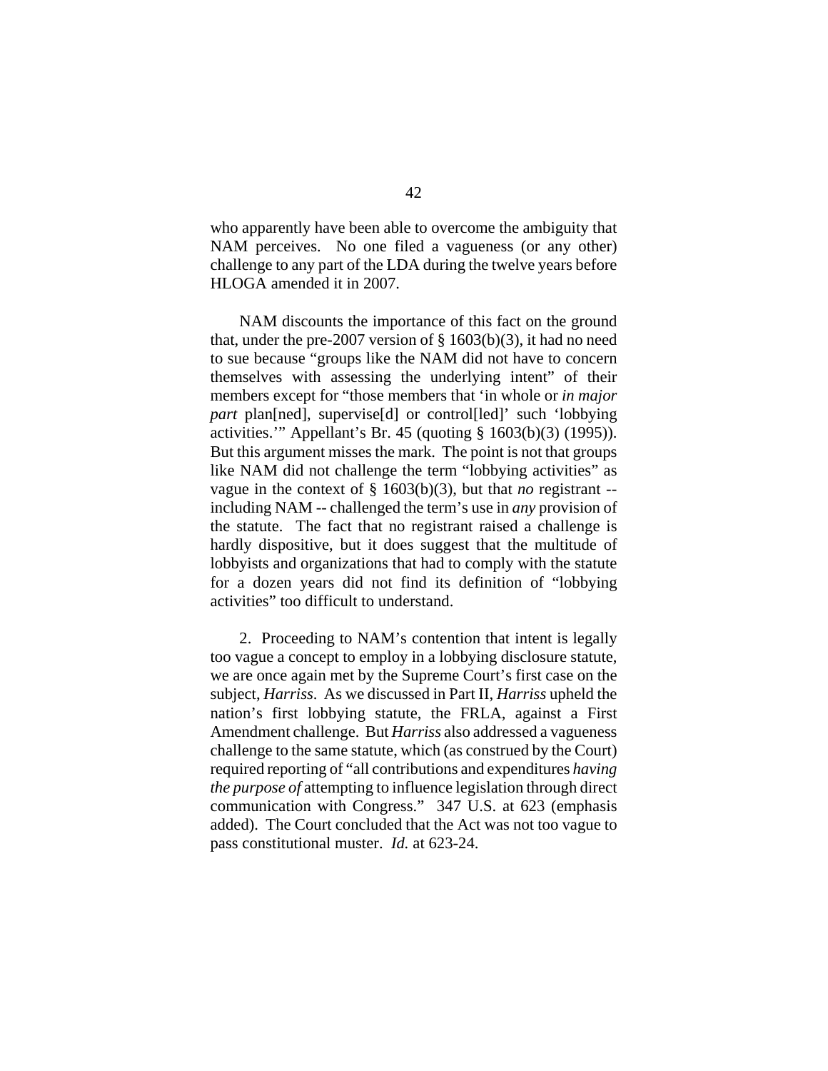who apparently have been able to overcome the ambiguity that NAM perceives. No one filed a vagueness (or any other) challenge to any part of the LDA during the twelve years before HLOGA amended it in 2007.

NAM discounts the importance of this fact on the ground that, under the pre-2007 version of § 1603(b)(3), it had no need to sue because "groups like the NAM did not have to concern themselves with assessing the underlying intent" of their members except for "those members that 'in whole or *in major part* plan[ned], supervise[d] or control[led]' such 'lobbying activities.'" Appellant's Br. 45 (quoting § 1603(b)(3) (1995)). But this argument misses the mark. The point is not that groups like NAM did not challenge the term "lobbying activities" as vague in the context of § 1603(b)(3), but that *no* registrant -- including NAM -- challenged the term's use in *any* provision of the statute. The fact that no registrant raised a challenge is hardly dispositive, but it does suggest that the multitude of lobbyists and organizations that had to comply with the statute for a dozen years did not find its definition of "lobbying activities" too difficult to understand.

2. Proceeding to NAM's contention that intent is legally too vague a concept to employ in a lobbying disclosure statute, we are once again met by the Supreme Court's first case on the subject, *Harriss*. As we discussed in Part II, *Harriss* upheld the nation's first lobbying statute, the FRLA, against a First Amendment challenge. But *Harriss* also addressed a vagueness challenge to the same statute, which (as construed by the Court) required reporting of "all contributions and expenditures *having the purpose of* attempting to influence legislation through direct communication with Congress." 347 U.S. at 623 (emphasis added). The Court concluded that the Act was not too vague to pass constitutional muster. *Id.* at 623-24.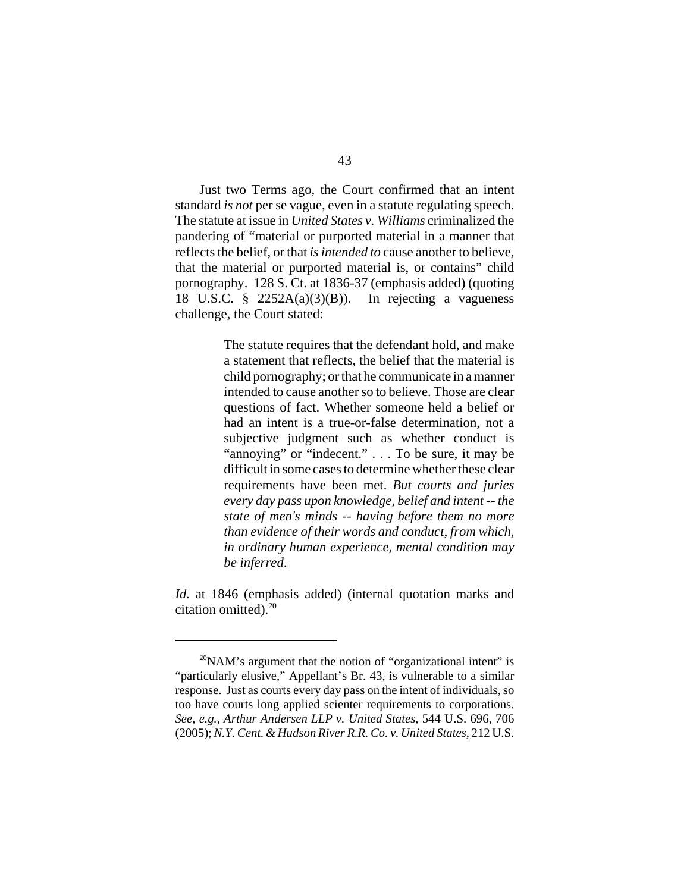Just two Terms ago, the Court confirmed that an intent standard *is not* per se vague, even in a statute regulating speech. The statute at issue in *United States v. Williams* criminalized the pandering of "material or purported material in a manner that reflects the belief, or that *is intended to* cause another to believe, that the material or purported material is, or contains" child pornography. 128 S. Ct. at 1836-37 (emphasis added) (quoting 18 U.S.C. § 2252A(a)(3)(B)). In rejecting a vagueness challenge, the Court stated:

> The statute requires that the defendant hold, and make a statement that reflects, the belief that the material is child pornography; or that he communicate in a manner intended to cause another so to believe. Those are clear questions of fact. Whether someone held a belief or had an intent is a true-or-false determination, not a subjective judgment such as whether conduct is "annoying" or "indecent." . . . To be sure, it may be difficult in some cases to determine whether these clear requirements have been met. *But courts and juries every day pass upon knowledge, belief and intent -- the state of men's minds -- having before them no more than evidence of their words and conduct, from which, in ordinary human experience, mental condition may be inferred.*

*Id.* at 1846 (emphasis added) (internal quotation marks and citation omitted).[20]

---

[20]NAM's argument that the notion of "organizational intent" is "particularly elusive," Appellant's Br. 43, is vulnerable to a similar response. Just as courts every day pass on the intent of individuals, so too have courts long applied scienter requirements to corporations. *See, e.g.*, *Arthur Andersen LLP v. United States*, 544 U.S. 696, 706 (2005); *N.Y. Cent. & Hudson River R.R. Co. v. United States*, 212 U.S.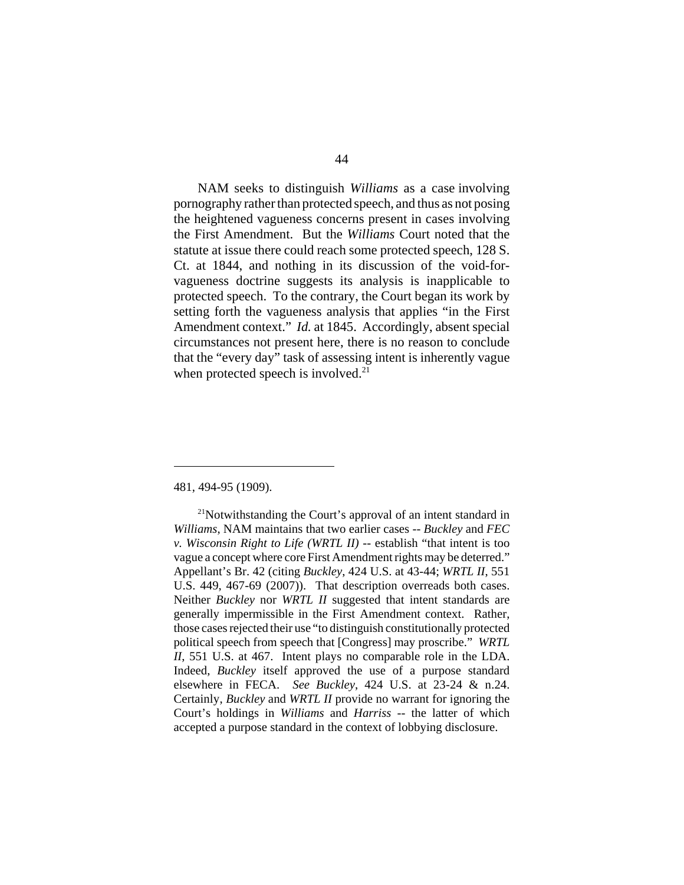NAM seeks to distinguish *Williams* as a case involving pornography rather than protected speech, and thus as not posing the heightened vagueness concerns present in cases involving the First Amendment. But the *Williams* Court noted that the statute at issue there could reach some protected speech, 128 S. Ct. at 1844, and nothing in its discussion of the void-for-vagueness doctrine suggests its analysis is inapplicable to protected speech. To the contrary, the Court began its work by setting forth the vagueness analysis that applies "in the First Amendment context." *Id.* at 1845. Accordingly, absent special circumstances not present here, there is no reason to conclude that the "every day" task of assessing intent is inherently vague when protected speech is involved.[21]

---

481, 494-95 (1909).

[21]Notwithstanding the Court's approval of an intent standard in *Williams*, NAM maintains that two earlier cases -- *Buckley* and *FEC v. Wisconsin Right to Life (WRTL II)* -- establish "that intent is too vague a concept where core First Amendment rights may be deterred." Appellant's Br. 42 (citing *Buckley*, 424 U.S. at 43-44; *WRTL II*, 551 U.S. 449, 467-69 (2007)). That description overreads both cases. Neither *Buckley* nor *WRTL II* suggested that intent standards are generally impermissible in the First Amendment context. Rather, those cases rejected their use "to distinguish constitutionally protected political speech from speech that [Congress] may proscribe." *WRTL II*, 551 U.S. at 467. Intent plays no comparable role in the LDA. Indeed, *Buckley* itself approved the use of a purpose standard elsewhere in FECA. *See Buckley*, 424 U.S. at 23-24 & n.24. Certainly, *Buckley* and *WRTL II* provide no warrant for ignoring the Court's holdings in *Williams* and *Harriss* -- the latter of which accepted a purpose standard in the context of lobbying disclosure.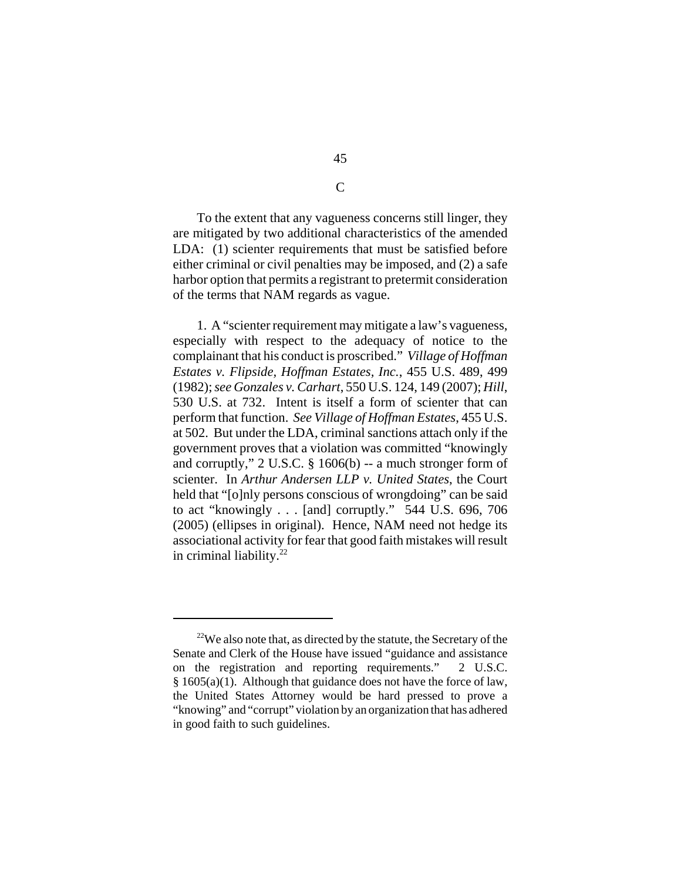## C

To the extent that any vagueness concerns still linger, they are mitigated by two additional characteristics of the amended LDA: (1) scienter requirements that must be satisfied before either criminal or civil penalties may be imposed, and (2) a safe harbor option that permits a registrant to pretermit consideration of the terms that NAM regards as vague.

1. A "scienter requirement may mitigate a law's vagueness, especially with respect to the adequacy of notice to the complainant that his conduct is proscribed." *Village of Hoffman Estates v. Flipside, Hoffman Estates, Inc.*, 455 U.S. 489, 499 (1982); *see Gonzales v. Carhart*, 550 U.S. 124, 149 (2007); *Hill*, 530 U.S. at 732. Intent is itself a form of scienter that can perform that function. *See Village of Hoffman Estates*, 455 U.S. at 502. But under the LDA, criminal sanctions attach only if the government proves that a violation was committed "knowingly and corruptly," 2 U.S.C. § 1606(b) -- a much stronger form of scienter. In *Arthur Andersen LLP v. United States*, the Court held that "[o]nly persons conscious of wrongdoing" can be said to act "knowingly . . . [and] corruptly." 544 U.S. 696, 706 (2005) (ellipses in original). Hence, NAM need not hedge its associational activity for fear that good faith mistakes will result in criminal liability.[22]

---

[22]We also note that, as directed by the statute, the Secretary of the Senate and Clerk of the House have issued "guidance and assistance on the registration and reporting requirements." 2 U.S.C. § 1605(a)(1). Although that guidance does not have the force of law, the United States Attorney would be hard pressed to prove a "knowing" and "corrupt" violation by an organization that has adhered in good faith to such guidelines.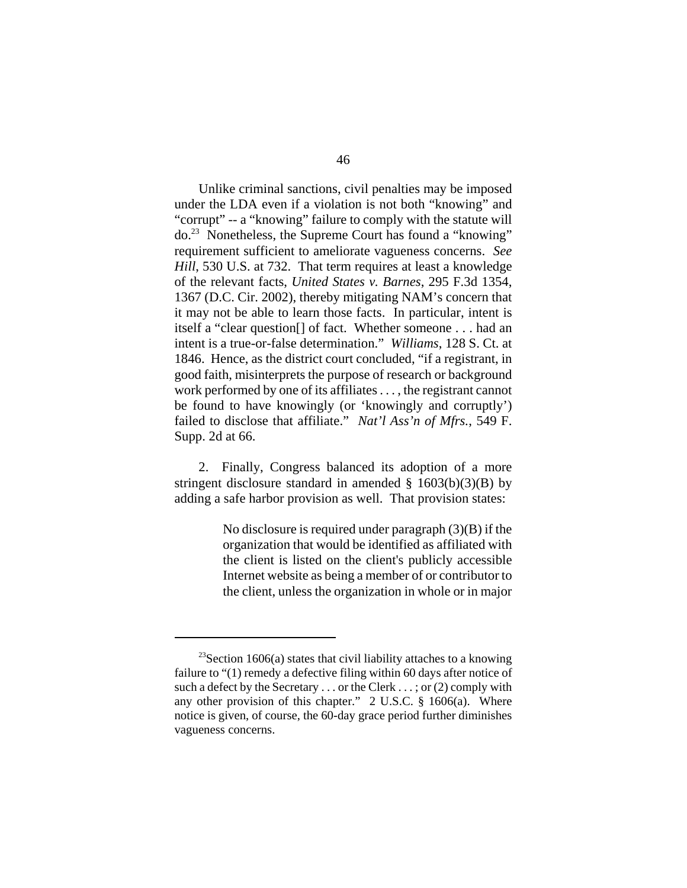Unlike criminal sanctions, civil penalties may be imposed under the LDA even if a violation is not both "knowing" and "corrupt" -- a "knowing" failure to comply with the statute will do.[23] Nonetheless, the Supreme Court has found a "knowing" requirement sufficient to ameliorate vagueness concerns. *See Hill*, 530 U.S. at 732. That term requires at least a knowledge of the relevant facts, *United States v. Barnes*, 295 F.3d 1354, 1367 (D.C. Cir. 2002), thereby mitigating NAM's concern that it may not be able to learn those facts. In particular, intent is itself a "clear question[] of fact. Whether someone . . . had an intent is a true-or-false determination." *Williams*, 128 S. Ct. at 1846. Hence, as the district court concluded, "if a registrant, in good faith, misinterprets the purpose of research or background work performed by one of its affiliates . . . , the registrant cannot be found to have knowingly (or 'knowingly and corruptly') failed to disclose that affiliate." *Nat'l Ass'n of Mfrs.*, 549 F. Supp. 2d at 66.

2. Finally, Congress balanced its adoption of a more stringent disclosure standard in amended § 1603(b)(3)(B) by adding a safe harbor provision as well. That provision states:

> No disclosure is required under paragraph (3)(B) if the organization that would be identified as affiliated with the client is listed on the client's publicly accessible Internet website as being a member of or contributor to the client, unless the organization in whole or in major

---

[23]Section 1606(a) states that civil liability attaches to a knowing failure to "(1) remedy a defective filing within 60 days after notice of such a defect by the Secretary . . . or the Clerk . . . ; or (2) comply with any other provision of this chapter." 2 U.S.C. § 1606(a). Where notice is given, of course, the 60-day grace period further diminishes vagueness concerns.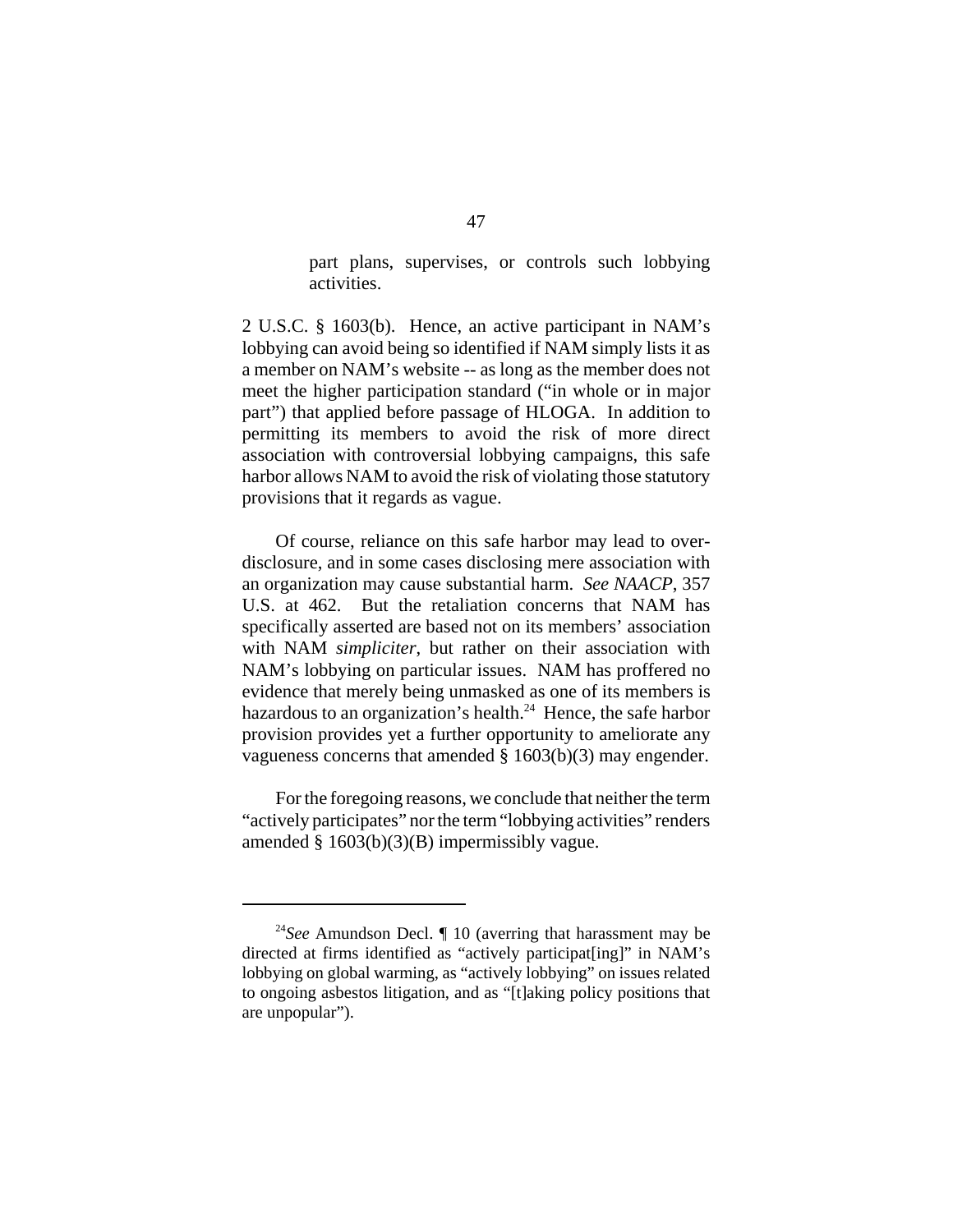> part plans, supervises, or controls such lobbying activities.

2 U.S.C. § 1603(b). Hence, an active participant in NAM's lobbying can avoid being so identified if NAM simply lists it as a member on NAM's website -- as long as the member does not meet the higher participation standard ("in whole or in major part") that applied before passage of HLOGA. In addition to permitting its members to avoid the risk of more direct association with controversial lobbying campaigns, this safe harbor allows NAM to avoid the risk of violating those statutory provisions that it regards as vague.

Of course, reliance on this safe harbor may lead to over-disclosure, and in some cases disclosing mere association with an organization may cause substantial harm. *See NAACP*, 357 U.S. at 462. But the retaliation concerns that NAM has specifically asserted are based not on its members' association with NAM *simpliciter*, but rather on their association with NAM's lobbying on particular issues. NAM has proffered no evidence that merely being unmasked as one of its members is hazardous to an organization's health.[24] Hence, the safe harbor provision provides yet a further opportunity to ameliorate any vagueness concerns that amended § 1603(b)(3) may engender.

For the foregoing reasons, we conclude that neither the term "actively participates" nor the term "lobbying activities" renders amended § 1603(b)(3)(B) impermissibly vague.

---

[24] *See* Amundson Decl. ¶ 10 (averring that harassment may be directed at firms identified as "actively participat[ing]" in NAM's lobbying on global warming, as "actively lobbying" on issues related to ongoing asbestos litigation, and as "[t]aking policy positions that are unpopular").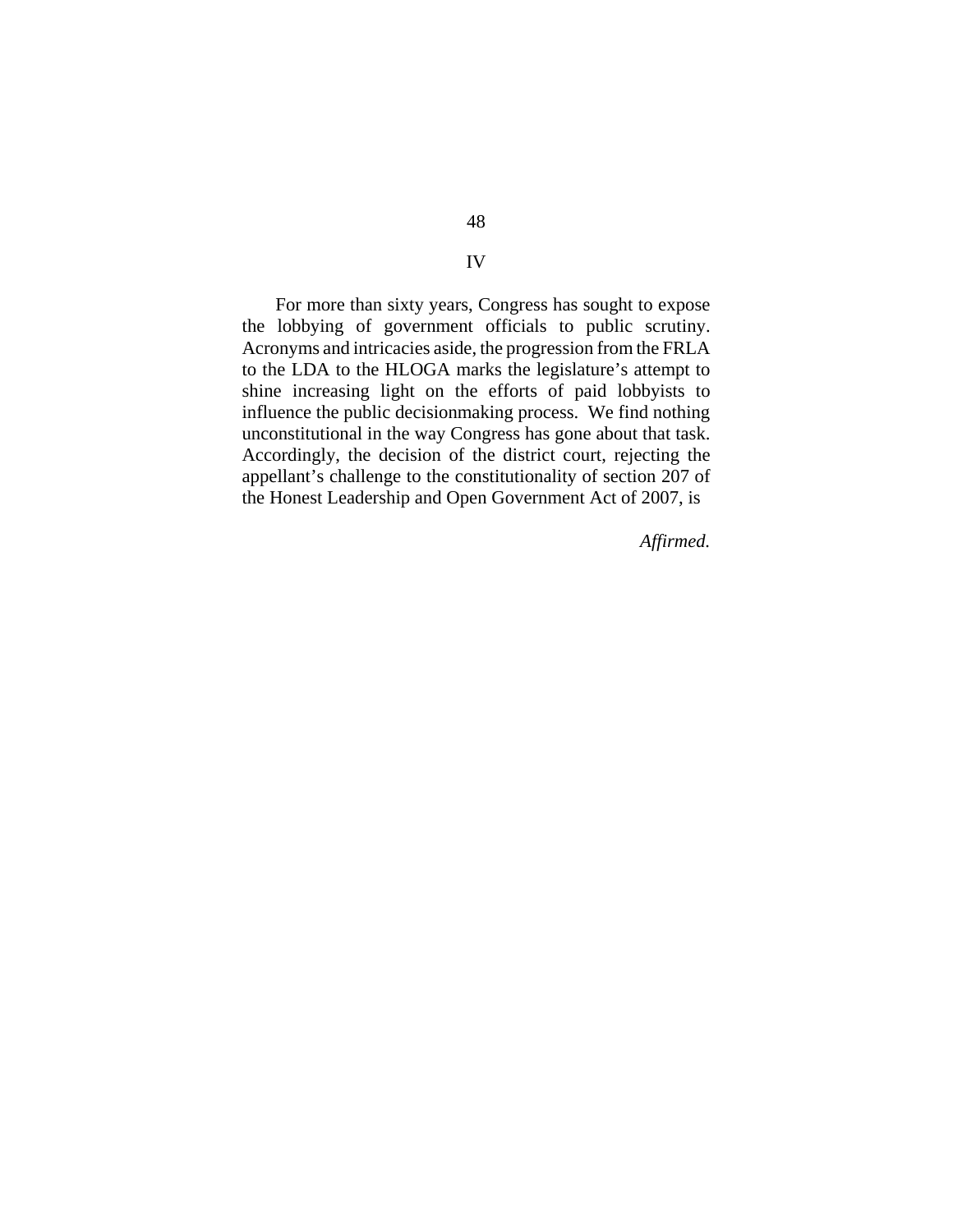## IV

For more than sixty years, Congress has sought to expose the lobbying of government officials to public scrutiny. Acronyms and intricacies aside, the progression from the FRLA to the LDA to the HLOGA marks the legislature's attempt to shine increasing light on the efforts of paid lobbyists to influence the public decisionmaking process. We find nothing unconstitutional in the way Congress has gone about that task. Accordingly, the decision of the district court, rejecting the appellant's challenge to the constitutionality of section 207 of the Honest Leadership and Open Government Act of 2007, is

*Affirmed.*